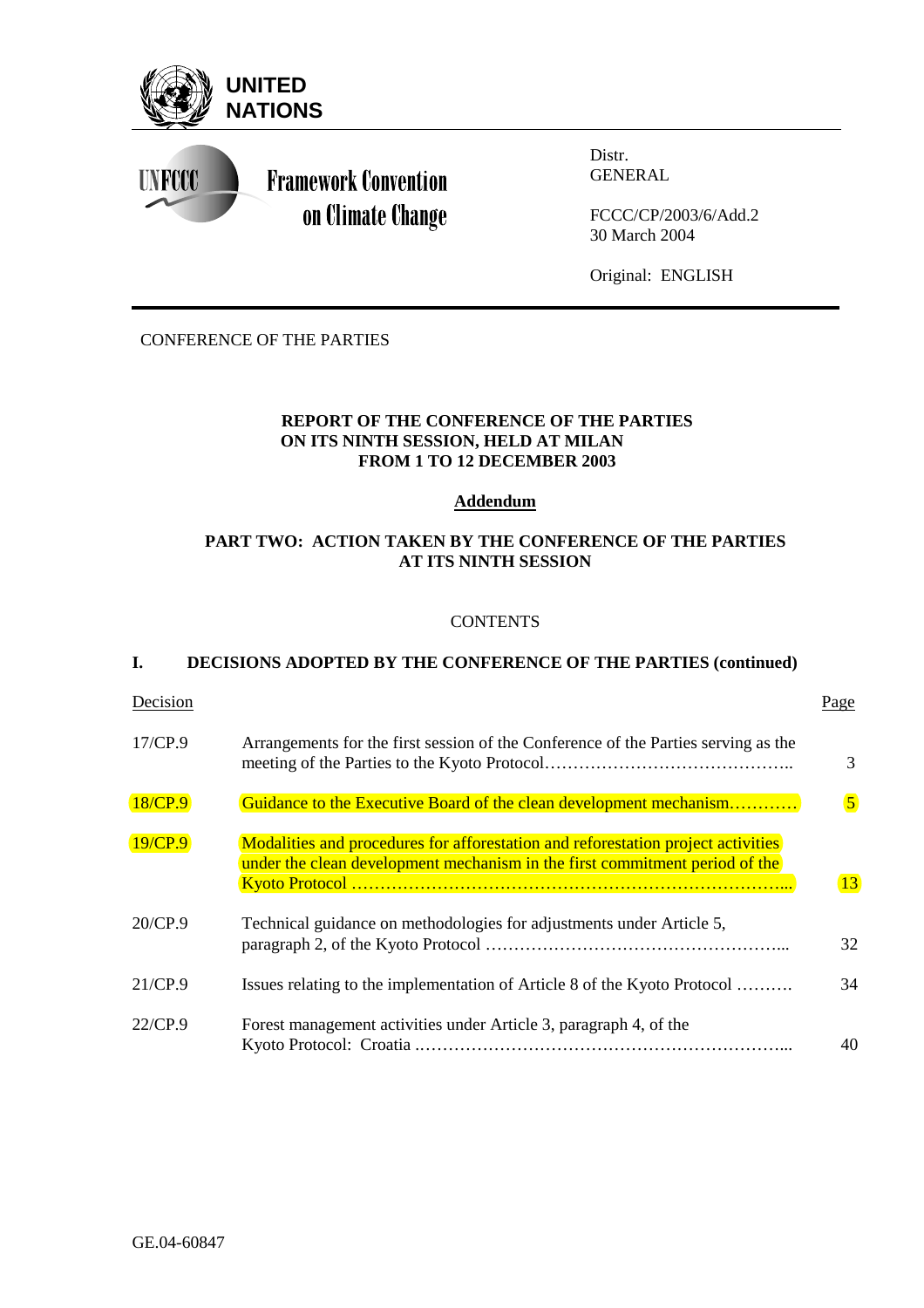**UNITED NATIONS**

**Framework Convention on Climate Change**

Distr.
GENERAL

FCCC/CP/2003/6/Add.2
30 March 2004

Original: ENGLISH

CONFERENCE OF THE PARTIES

**REPORT OF THE CONFERENCE OF THE PARTIES ON ITS NINTH SESSION, HELD AT MILAN FROM 1 TO 12 DECEMBER 2003**

**Addendum**

**PART TWO: ACTION TAKEN BY THE CONFERENCE OF THE PARTIES AT ITS NINTH SESSION**

CONTENTS

**I. DECISIONS ADOPTED BY THE CONFERENCE OF THE PARTIES (continued)**

| Decision | | Page |
|---|---|---|
| 17/CP.9 | Arrangements for the first session of the Conference of the Parties serving as the meeting of the Parties to the Kyoto Protocol | 3 |
| 18/CP.9 | Guidance to the Executive Board of the clean development mechanism | 5 |
| 19/CP.9 | Modalities and procedures for afforestation and reforestation project activities under the clean development mechanism in the first commitment period of the Kyoto Protocol | 13 |
| 20/CP.9 | Technical guidance on methodologies for adjustments under Article 5, paragraph 2, of the Kyoto Protocol | 32 |
| 21/CP.9 | Issues relating to the implementation of Article 8 of the Kyoto Protocol | 34 |
| 22/CP.9 | Forest management activities under Article 3, paragraph 4, of the Kyoto Protocol: Croatia | 40 |

GE.04-60847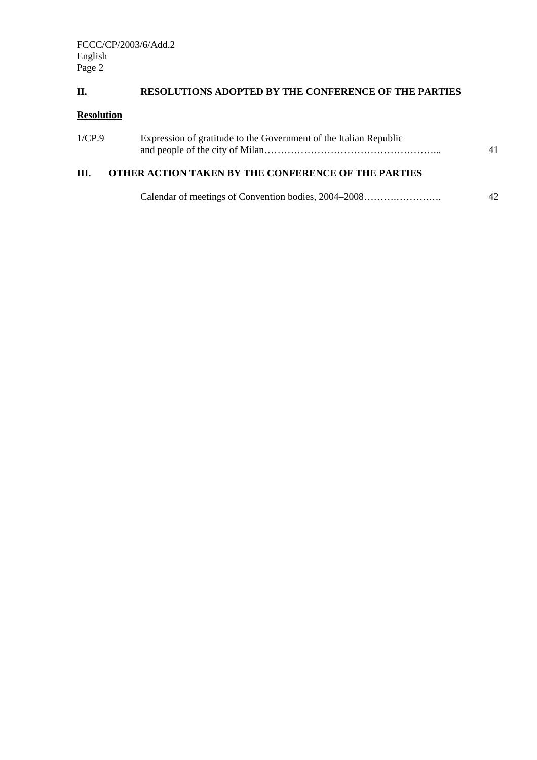## II. RESOLUTIONS ADOPTED BY THE CONFERENCE OF THE PARTIES

**Resolution**

| | | |
|---|---|---|
| 1/CP.9 | Expression of gratitude to the Government of the Italian Republic and people of the city of Milan………………………………………………... | 41 |

## III. OTHER ACTION TAKEN BY THE CONFERENCE OF THE PARTIES

| | |
|---|---|
| Calendar of meetings of Convention bodies, 2004–2008……….……….…. | 42 |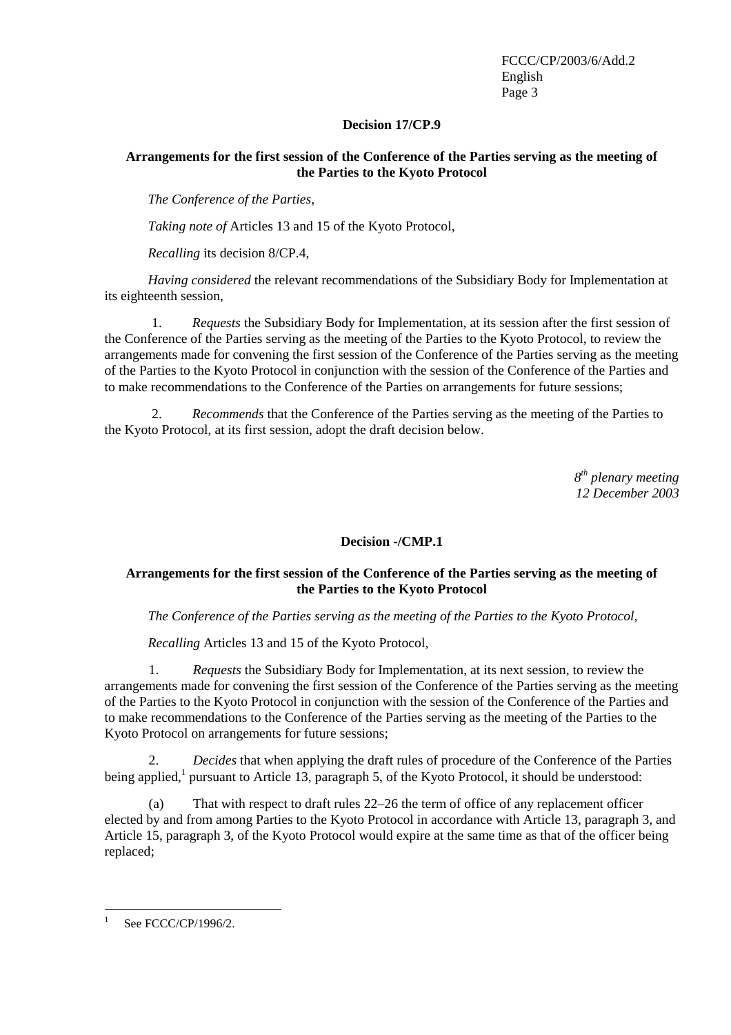## Decision 17/CP.9

### Arrangements for the first session of the Conference of the Parties serving as the meeting of the Parties to the Kyoto Protocol

*The Conference of the Parties,*

*Taking note of* Articles 13 and 15 of the Kyoto Protocol,

*Recalling* its decision 8/CP.4,

*Having considered* the relevant recommendations of the Subsidiary Body for Implementation at its eighteenth session,

1. *Requests* the Subsidiary Body for Implementation, at its session after the first session of the Conference of the Parties serving as the meeting of the Parties to the Kyoto Protocol, to review the arrangements made for convening the first session of the Conference of the Parties serving as the meeting of the Parties to the Kyoto Protocol in conjunction with the session of the Conference of the Parties and to make recommendations to the Conference of the Parties on arrangements for future sessions;

2. *Recommends* that the Conference of the Parties serving as the meeting of the Parties to the Kyoto Protocol, at its first session, adopt the draft decision below.

*8th plenary meeting*
*12 December 2003*

## Decision -/CMP.1

### Arrangements for the first session of the Conference of the Parties serving as the meeting of the Parties to the Kyoto Protocol

*The Conference of the Parties serving as the meeting of the Parties to the Kyoto Protocol,*

*Recalling* Articles 13 and 15 of the Kyoto Protocol,

1. *Requests* the Subsidiary Body for Implementation, at its next session, to review the arrangements made for convening the first session of the Conference of the Parties serving as the meeting of the Parties to the Kyoto Protocol in conjunction with the session of the Conference of the Parties and to make recommendations to the Conference of the Parties serving as the meeting of the Parties to the Kyoto Protocol on arrangements for future sessions;

2. *Decides* that when applying the draft rules of procedure of the Conference of the Parties being applied,[1] pursuant to Article 13, paragraph 5, of the Kyoto Protocol, it should be understood:

(a) That with respect to draft rules 22–26 the term of office of any replacement officer elected by and from among Parties to the Kyoto Protocol in accordance with Article 13, paragraph 3, and Article 15, paragraph 3, of the Kyoto Protocol would expire at the same time as that of the officer being replaced;

[1] See FCCC/CP/1996/2.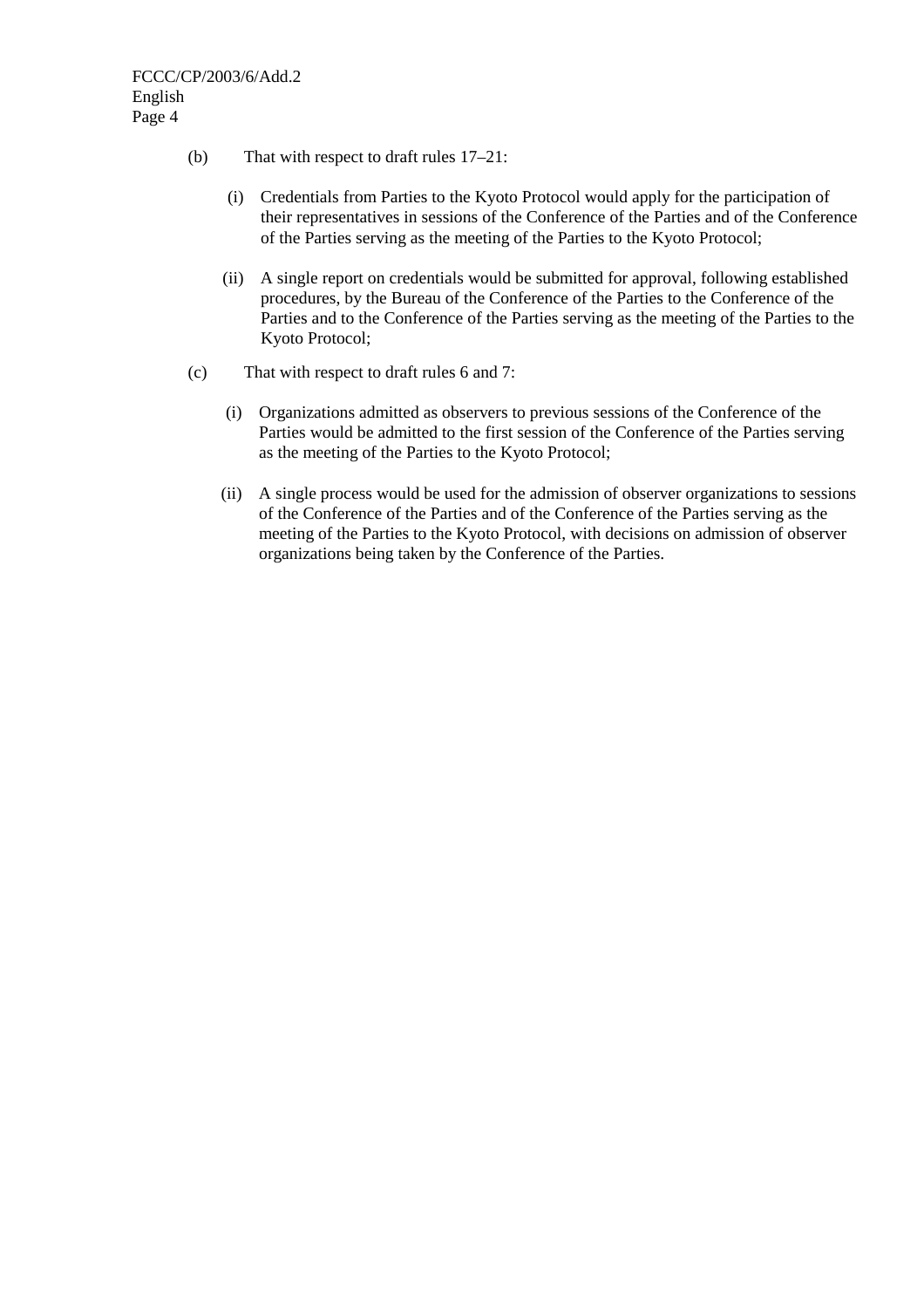(b) That with respect to draft rules 17–21:

   (i) Credentials from Parties to the Kyoto Protocol would apply for the participation of their representatives in sessions of the Conference of the Parties and of the Conference of the Parties serving as the meeting of the Parties to the Kyoto Protocol;

   (ii) A single report on credentials would be submitted for approval, following established procedures, by the Bureau of the Conference of the Parties to the Conference of the Parties and to the Conference of the Parties serving as the meeting of the Parties to the Kyoto Protocol;

(c) That with respect to draft rules 6 and 7:

   (i) Organizations admitted as observers to previous sessions of the Conference of the Parties would be admitted to the first session of the Conference of the Parties serving as the meeting of the Parties to the Kyoto Protocol;

   (ii) A single process would be used for the admission of observer organizations to sessions of the Conference of the Parties and of the Conference of the Parties serving as the meeting of the Parties to the Kyoto Protocol, with decisions on admission of observer organizations being taken by the Conference of the Parties.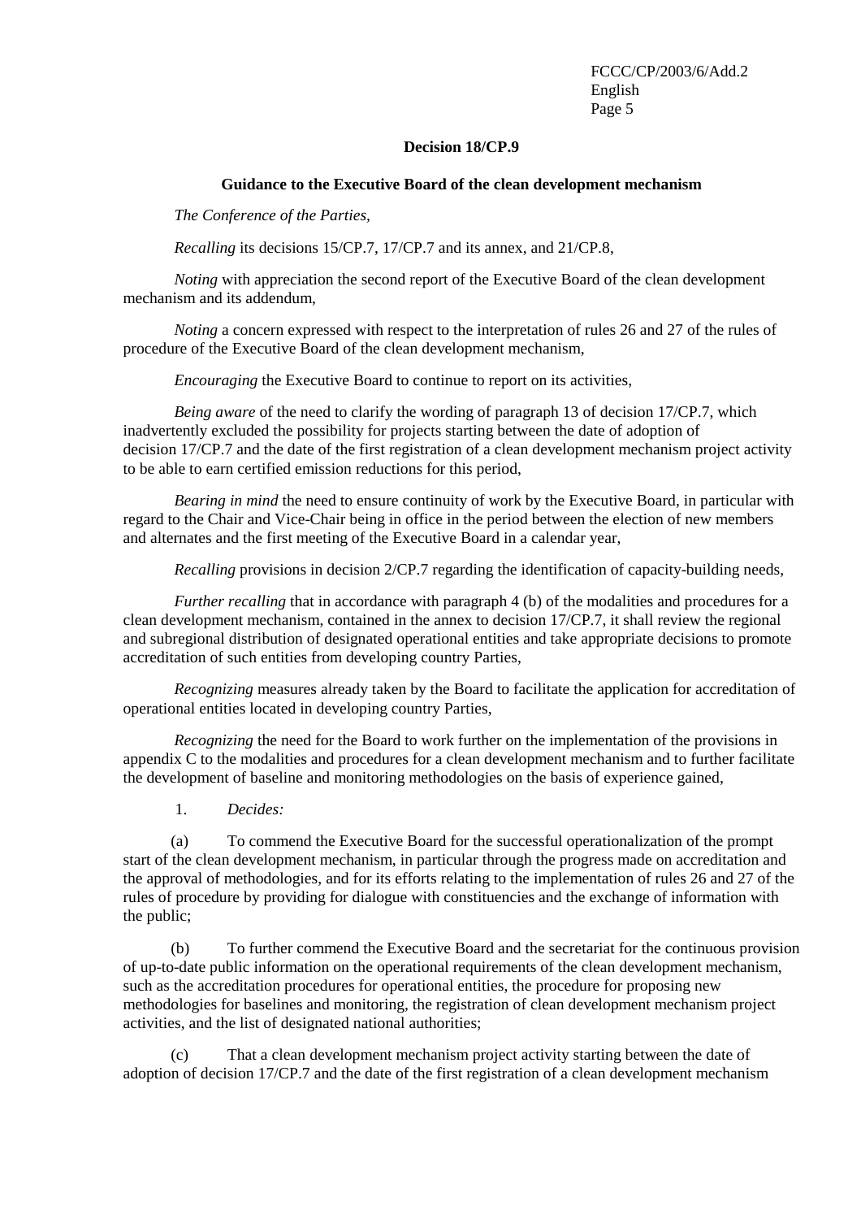## Decision 18/CP.9

### Guidance to the Executive Board of the clean development mechanism

*The Conference of the Parties*,

*Recalling* its decisions 15/CP.7, 17/CP.7 and its annex, and 21/CP.8,

*Noting* with appreciation the second report of the Executive Board of the clean development mechanism and its addendum,

*Noting* a concern expressed with respect to the interpretation of rules 26 and 27 of the rules of procedure of the Executive Board of the clean development mechanism,

*Encouraging* the Executive Board to continue to report on its activities,

*Being aware* of the need to clarify the wording of paragraph 13 of decision 17/CP.7, which inadvertently excluded the possibility for projects starting between the date of adoption of decision 17/CP.7 and the date of the first registration of a clean development mechanism project activity to be able to earn certified emission reductions for this period,

*Bearing in mind* the need to ensure continuity of work by the Executive Board, in particular with regard to the Chair and Vice-Chair being in office in the period between the election of new members and alternates and the first meeting of the Executive Board in a calendar year,

*Recalling* provisions in decision 2/CP.7 regarding the identification of capacity-building needs,

*Further recalling* that in accordance with paragraph 4 (b) of the modalities and procedures for a clean development mechanism, contained in the annex to decision 17/CP.7, it shall review the regional and subregional distribution of designated operational entities and take appropriate decisions to promote accreditation of such entities from developing country Parties,

*Recognizing* measures already taken by the Board to facilitate the application for accreditation of operational entities located in developing country Parties,

*Recognizing* the need for the Board to work further on the implementation of the provisions in appendix C to the modalities and procedures for a clean development mechanism and to further facilitate the development of baseline and monitoring methodologies on the basis of experience gained,

1. *Decides:*

(a) To commend the Executive Board for the successful operationalization of the prompt start of the clean development mechanism, in particular through the progress made on accreditation and the approval of methodologies, and for its efforts relating to the implementation of rules 26 and 27 of the rules of procedure by providing for dialogue with constituencies and the exchange of information with the public;

(b) To further commend the Executive Board and the secretariat for the continuous provision of up-to-date public information on the operational requirements of the clean development mechanism, such as the accreditation procedures for operational entities, the procedure for proposing new methodologies for baselines and monitoring, the registration of clean development mechanism project activities, and the list of designated national authorities;

(c) That a clean development mechanism project activity starting between the date of adoption of decision 17/CP.7 and the date of the first registration of a clean development mechanism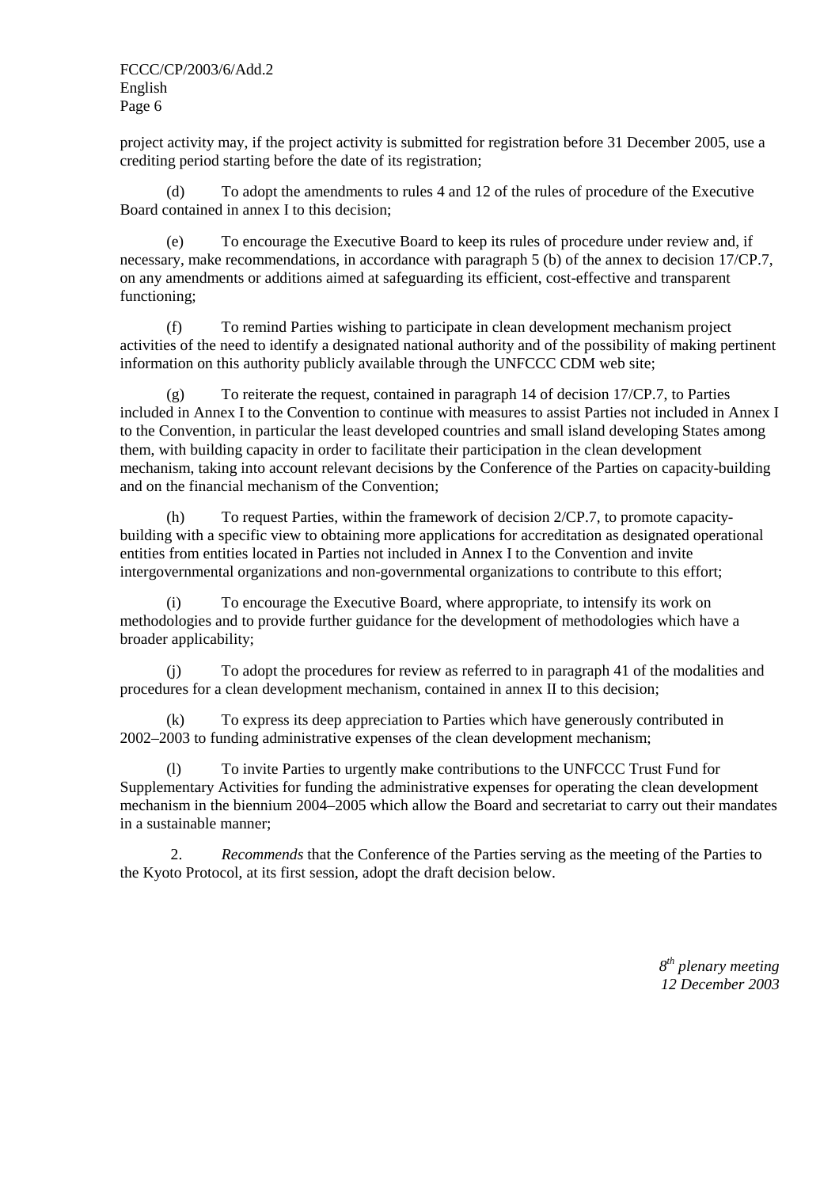project activity may, if the project activity is submitted for registration before 31 December 2005, use a crediting period starting before the date of its registration;

(d) To adopt the amendments to rules 4 and 12 of the rules of procedure of the Executive Board contained in annex I to this decision;

(e) To encourage the Executive Board to keep its rules of procedure under review and, if necessary, make recommendations, in accordance with paragraph 5 (b) of the annex to decision 17/CP.7, on any amendments or additions aimed at safeguarding its efficient, cost-effective and transparent functioning;

(f) To remind Parties wishing to participate in clean development mechanism project activities of the need to identify a designated national authority and of the possibility of making pertinent information on this authority publicly available through the UNFCCC CDM web site;

(g) To reiterate the request, contained in paragraph 14 of decision 17/CP.7, to Parties included in Annex I to the Convention to continue with measures to assist Parties not included in Annex I to the Convention, in particular the least developed countries and small island developing States among them, with building capacity in order to facilitate their participation in the clean development mechanism, taking into account relevant decisions by the Conference of the Parties on capacity-building and on the financial mechanism of the Convention;

(h) To request Parties, within the framework of decision 2/CP.7, to promote capacity-building with a specific view to obtaining more applications for accreditation as designated operational entities from entities located in Parties not included in Annex I to the Convention and invite intergovernmental organizations and non-governmental organizations to contribute to this effort;

(i) To encourage the Executive Board, where appropriate, to intensify its work on methodologies and to provide further guidance for the development of methodologies which have a broader applicability;

(j) To adopt the procedures for review as referred to in paragraph 41 of the modalities and procedures for a clean development mechanism, contained in annex II to this decision;

(k) To express its deep appreciation to Parties which have generously contributed in 2002–2003 to funding administrative expenses of the clean development mechanism;

(l) To invite Parties to urgently make contributions to the UNFCCC Trust Fund for Supplementary Activities for funding the administrative expenses for operating the clean development mechanism in the biennium 2004–2005 which allow the Board and secretariat to carry out their mandates in a sustainable manner;

2. *Recommends* that the Conference of the Parties serving as the meeting of the Parties to the Kyoto Protocol, at its first session, adopt the draft decision below.

*8th plenary meeting*
*12 December 2003*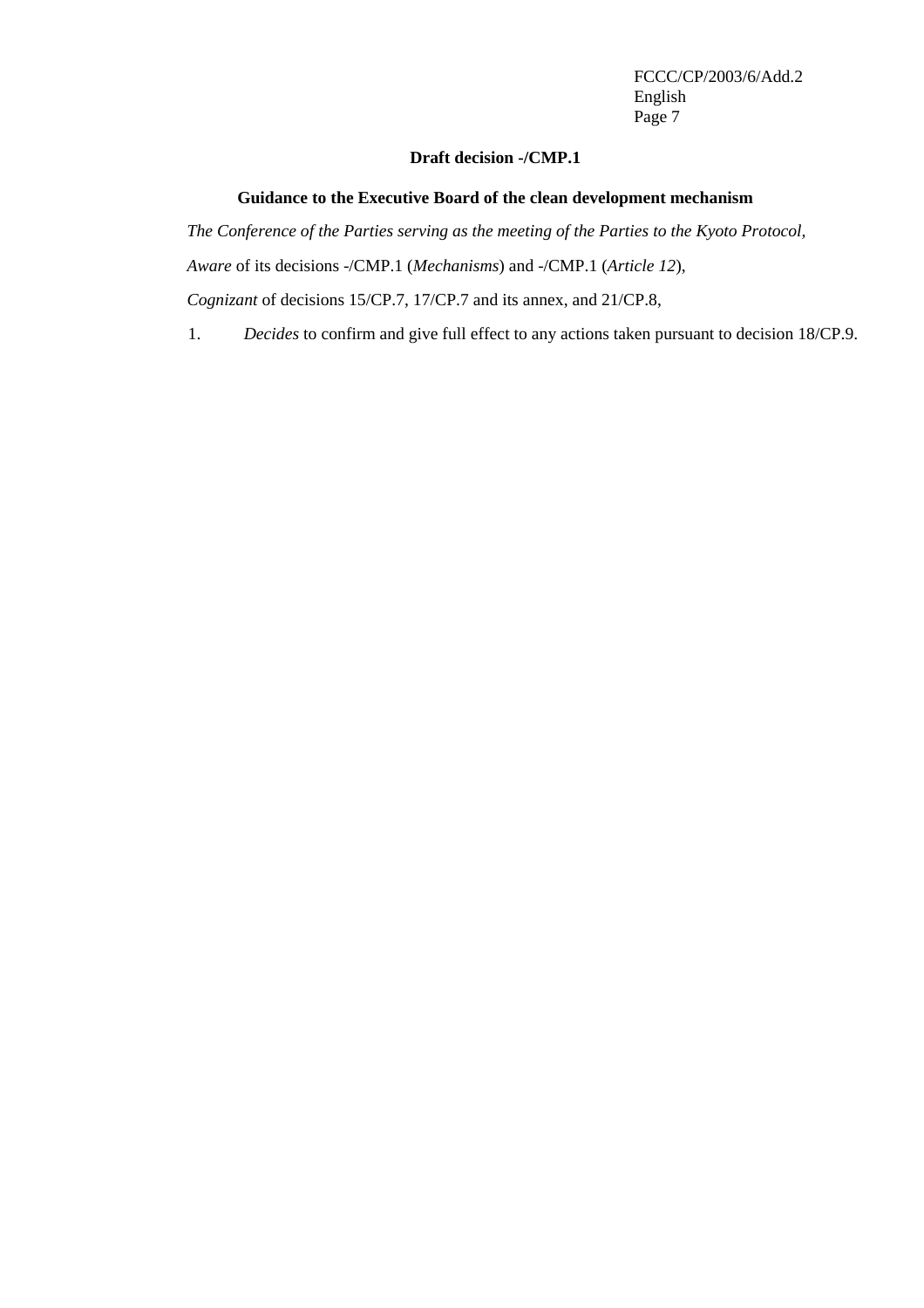**Draft decision -/CMP.1**

**Guidance to the Executive Board of the clean development mechanism**

*The Conference of the Parties serving as the meeting of the Parties to the Kyoto Protocol,*

*Aware* of its decisions -/CMP.1 (*Mechanisms*) and -/CMP.1 (*Article 12*),

*Cognizant* of decisions 15/CP.7, 17/CP.7 and its annex, and 21/CP.8,

1. *Decides* to confirm and give full effect to any actions taken pursuant to decision 18/CP.9.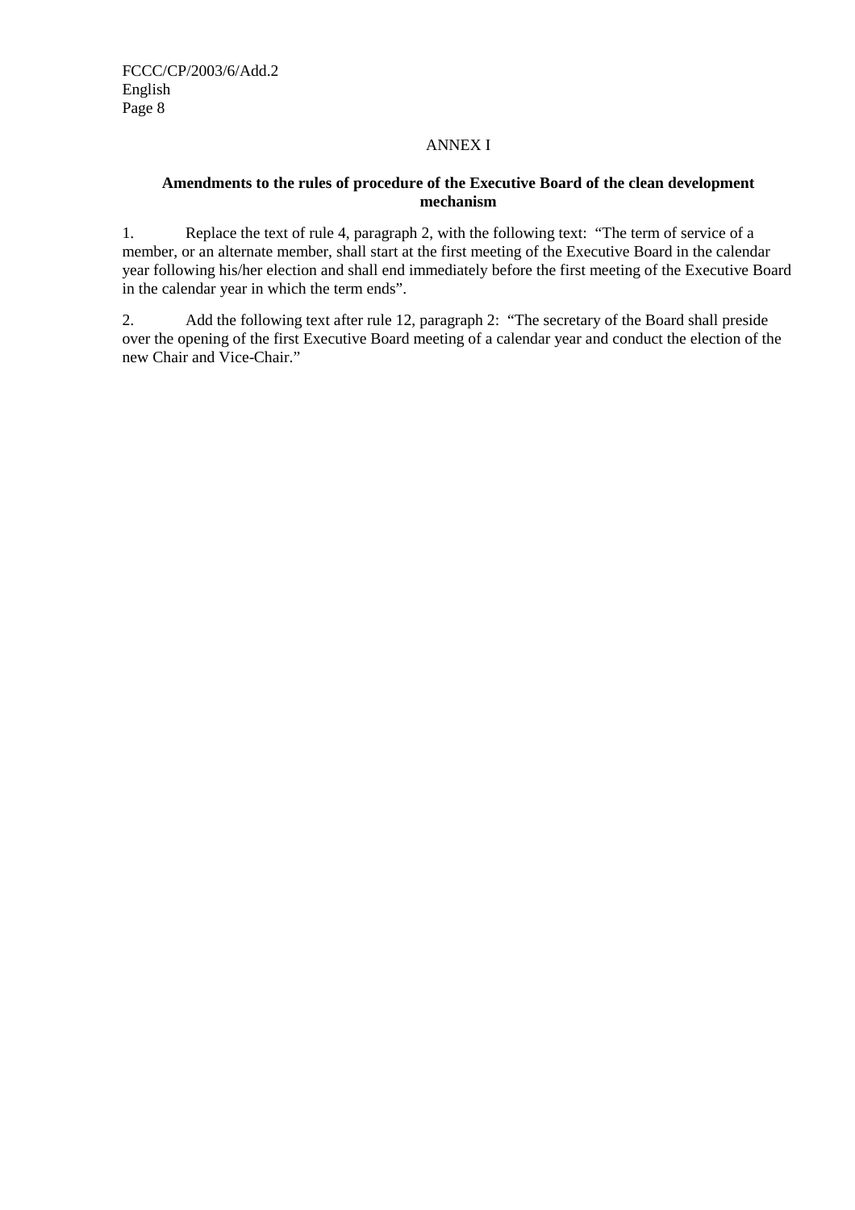## ANNEX I

### Amendments to the rules of procedure of the Executive Board of the clean development mechanism

1. Replace the text of rule 4, paragraph 2, with the following text: "The term of service of a member, or an alternate member, shall start at the first meeting of the Executive Board in the calendar year following his/her election and shall end immediately before the first meeting of the Executive Board in the calendar year in which the term ends".

2. Add the following text after rule 12, paragraph 2: "The secretary of the Board shall preside over the opening of the first Executive Board meeting of a calendar year and conduct the election of the new Chair and Vice-Chair."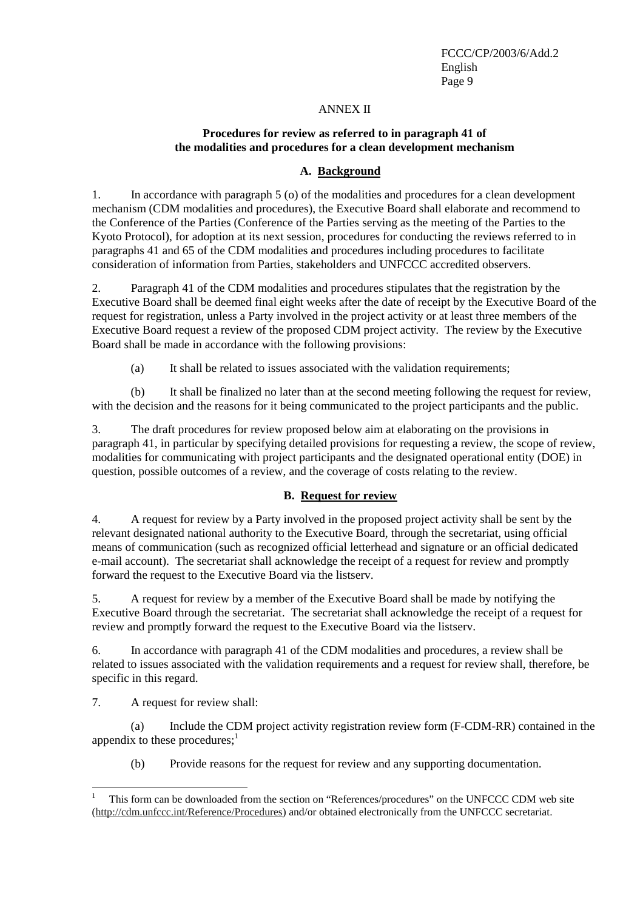ANNEX II

**Procedures for review as referred to in paragraph 41 of the modalities and procedures for a clean development mechanism**

## A. Background

1. In accordance with paragraph 5 (o) of the modalities and procedures for a clean development mechanism (CDM modalities and procedures), the Executive Board shall elaborate and recommend to the Conference of the Parties (Conference of the Parties serving as the meeting of the Parties to the Kyoto Protocol), for adoption at its next session, procedures for conducting the reviews referred to in paragraphs 41 and 65 of the CDM modalities and procedures including procedures to facilitate consideration of information from Parties, stakeholders and UNFCCC accredited observers.

2. Paragraph 41 of the CDM modalities and procedures stipulates that the registration by the Executive Board shall be deemed final eight weeks after the date of receipt by the Executive Board of the request for registration, unless a Party involved in the project activity or at least three members of the Executive Board request a review of the proposed CDM project activity. The review by the Executive Board shall be made in accordance with the following provisions:

(a) It shall be related to issues associated with the validation requirements;

(b) It shall be finalized no later than at the second meeting following the request for review, with the decision and the reasons for it being communicated to the project participants and the public.

3. The draft procedures for review proposed below aim at elaborating on the provisions in paragraph 41, in particular by specifying detailed provisions for requesting a review, the scope of review, modalities for communicating with project participants and the designated operational entity (DOE) in question, possible outcomes of a review, and the coverage of costs relating to the review.

## B. Request for review

4. A request for review by a Party involved in the proposed project activity shall be sent by the relevant designated national authority to the Executive Board, through the secretariat, using official means of communication (such as recognized official letterhead and signature or an official dedicated e-mail account). The secretariat shall acknowledge the receipt of a request for review and promptly forward the request to the Executive Board via the listserv.

5. A request for review by a member of the Executive Board shall be made by notifying the Executive Board through the secretariat. The secretariat shall acknowledge the receipt of a request for review and promptly forward the request to the Executive Board via the listserv.

6. In accordance with paragraph 41 of the CDM modalities and procedures, a review shall be related to issues associated with the validation requirements and a request for review shall, therefore, be specific in this regard.

7. A request for review shall:

(a) Include the CDM project activity registration review form (F-CDM-RR) contained in the appendix to these procedures;[1]

(b) Provide reasons for the request for review and any supporting documentation.

[1] This form can be downloaded from the section on "References/procedures" on the UNFCCC CDM web site (http://cdm.unfccc.int/Reference/Procedures) and/or obtained electronically from the UNFCCC secretariat.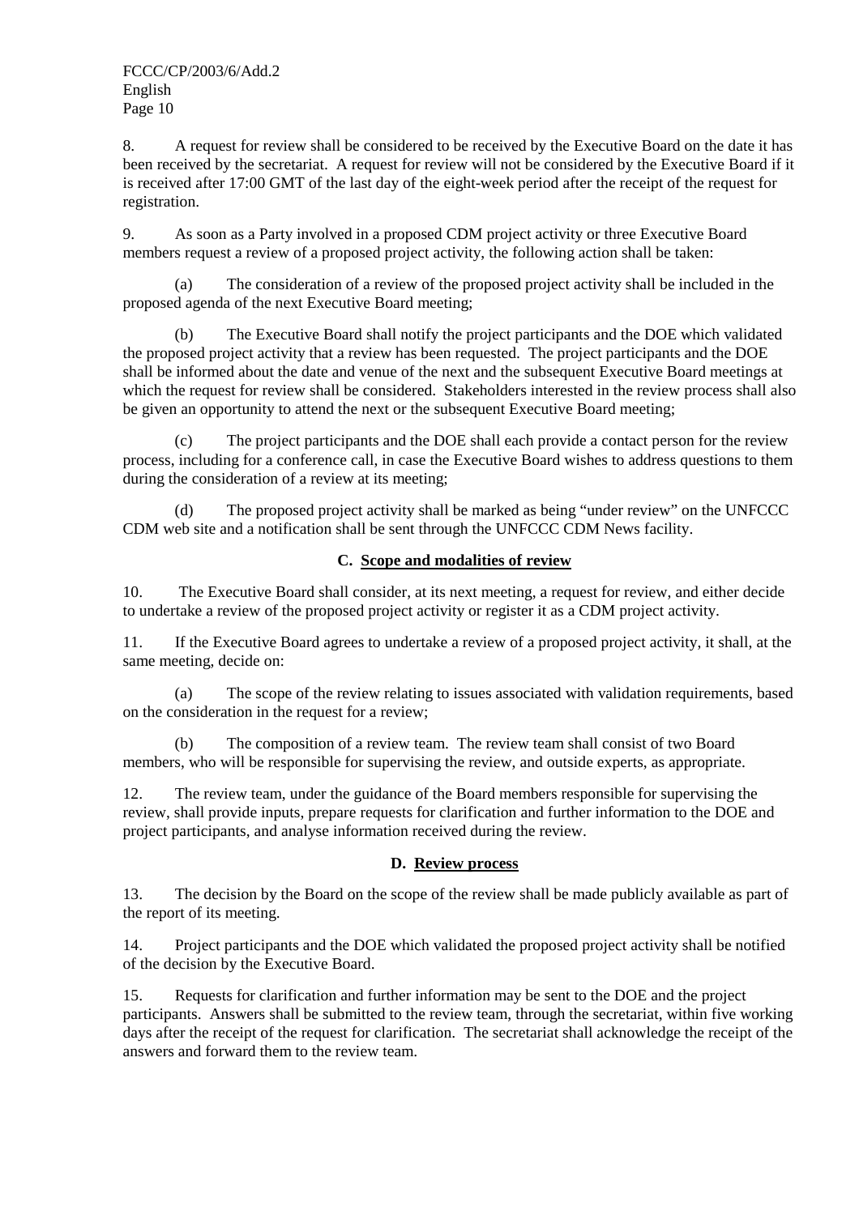8. A request for review shall be considered to be received by the Executive Board on the date it has been received by the secretariat. A request for review will not be considered by the Executive Board if it is received after 17:00 GMT of the last day of the eight-week period after the receipt of the request for registration.

9. As soon as a Party involved in a proposed CDM project activity or three Executive Board members request a review of a proposed project activity, the following action shall be taken:

(a) The consideration of a review of the proposed project activity shall be included in the proposed agenda of the next Executive Board meeting;

(b) The Executive Board shall notify the project participants and the DOE which validated the proposed project activity that a review has been requested. The project participants and the DOE shall be informed about the date and venue of the next and the subsequent Executive Board meetings at which the request for review shall be considered. Stakeholders interested in the review process shall also be given an opportunity to attend the next or the subsequent Executive Board meeting;

(c) The project participants and the DOE shall each provide a contact person for the review process, including for a conference call, in case the Executive Board wishes to address questions to them during the consideration of a review at its meeting;

(d) The proposed project activity shall be marked as being "under review" on the UNFCCC CDM web site and a notification shall be sent through the UNFCCC CDM News facility.

### C. Scope and modalities of review

10. The Executive Board shall consider, at its next meeting, a request for review, and either decide to undertake a review of the proposed project activity or register it as a CDM project activity.

11. If the Executive Board agrees to undertake a review of a proposed project activity, it shall, at the same meeting, decide on:

(a) The scope of the review relating to issues associated with validation requirements, based on the consideration in the request for a review;

(b) The composition of a review team. The review team shall consist of two Board members, who will be responsible for supervising the review, and outside experts, as appropriate.

12. The review team, under the guidance of the Board members responsible for supervising the review, shall provide inputs, prepare requests for clarification and further information to the DOE and project participants, and analyse information received during the review.

### D. Review process

13. The decision by the Board on the scope of the review shall be made publicly available as part of the report of its meeting.

14. Project participants and the DOE which validated the proposed project activity shall be notified of the decision by the Executive Board.

15. Requests for clarification and further information may be sent to the DOE and the project participants. Answers shall be submitted to the review team, through the secretariat, within five working days after the receipt of the request for clarification. The secretariat shall acknowledge the receipt of the answers and forward them to the review team.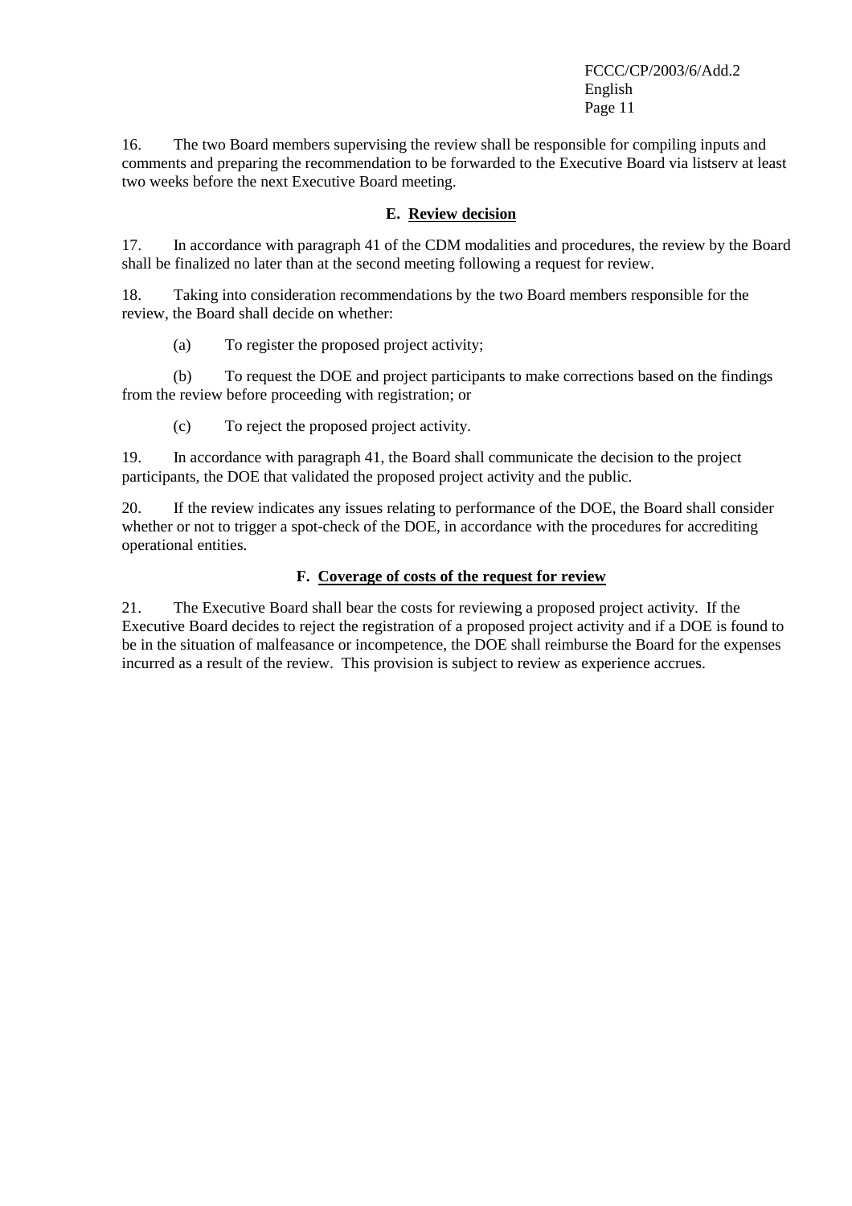16. The two Board members supervising the review shall be responsible for compiling inputs and comments and preparing the recommendation to be forwarded to the Executive Board via listserv at least two weeks before the next Executive Board meeting.

### E. Review decision

17. In accordance with paragraph 41 of the CDM modalities and procedures, the review by the Board shall be finalized no later than at the second meeting following a request for review.

18. Taking into consideration recommendations by the two Board members responsible for the review, the Board shall decide on whether:

(a) To register the proposed project activity;

(b) To request the DOE and project participants to make corrections based on the findings from the review before proceeding with registration; or

(c) To reject the proposed project activity.

19. In accordance with paragraph 41, the Board shall communicate the decision to the project participants, the DOE that validated the proposed project activity and the public.

20. If the review indicates any issues relating to performance of the DOE, the Board shall consider whether or not to trigger a spot-check of the DOE, in accordance with the procedures for accrediting operational entities.

### F. Coverage of costs of the request for review

21. The Executive Board shall bear the costs for reviewing a proposed project activity. If the Executive Board decides to reject the registration of a proposed project activity and if a DOE is found to be in the situation of malfeasance or incompetence, the DOE shall reimburse the Board for the expenses incurred as a result of the review. This provision is subject to review as experience accrues.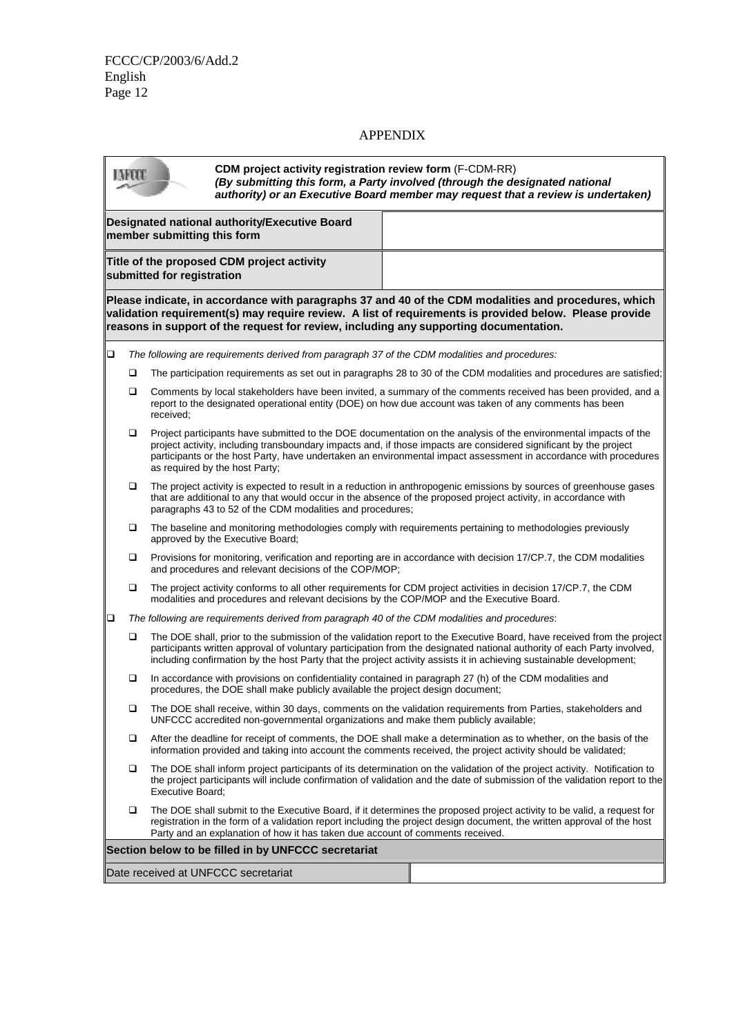# APPENDIX

**CDM project activity registration review form** (F-CDM-RR)
***(By submitting this form, a Party involved (through the designated national authority) or an Executive Board member may request that a review is undertaken)***

| **Designated national authority/Executive Board member submitting this form** | |
|---|---|
| **Title of the proposed CDM project activity submitted for registration** | |

**Please indicate, in accordance with paragraphs 37 and 40 of the CDM modalities and procedures, which validation requirement(s) may require review. A list of requirements is provided below. Please provide reasons in support of the request for review, including any supporting documentation.**

- ❑ *The following are requirements derived from paragraph 37 of the CDM modalities and procedures:*
  - ❑ The participation requirements as set out in paragraphs 28 to 30 of the CDM modalities and procedures are satisfied;
  - ❑ Comments by local stakeholders have been invited, a summary of the comments received has been provided, and a report to the designated operational entity (DOE) on how due account was taken of any comments has been received;
  - ❑ Project participants have submitted to the DOE documentation on the analysis of the environmental impacts of the project activity, including transboundary impacts and, if those impacts are considered significant by the project participants or the host Party, have undertaken an environmental impact assessment in accordance with procedures as required by the host Party;
  - ❑ The project activity is expected to result in a reduction in anthropogenic emissions by sources of greenhouse gases that are additional to any that would occur in the absence of the proposed project activity, in accordance with paragraphs 43 to 52 of the CDM modalities and procedures;
  - ❑ The baseline and monitoring methodologies comply with requirements pertaining to methodologies previously approved by the Executive Board;
  - ❑ Provisions for monitoring, verification and reporting are in accordance with decision 17/CP.7, the CDM modalities and procedures and relevant decisions of the COP/MOP;
  - ❑ The project activity conforms to all other requirements for CDM project activities in decision 17/CP.7, the CDM modalities and procedures and relevant decisions by the COP/MOP and the Executive Board.
- ❑ *The following are requirements derived from paragraph 40 of the CDM modalities and procedures*:
  - ❑ The DOE shall, prior to the submission of the validation report to the Executive Board, have received from the project participants written approval of voluntary participation from the designated national authority of each Party involved, including confirmation by the host Party that the project activity assists it in achieving sustainable development;
  - ❑ In accordance with provisions on confidentiality contained in paragraph 27 (h) of the CDM modalities and procedures, the DOE shall make publicly available the project design document;
  - ❑ The DOE shall receive, within 30 days, comments on the validation requirements from Parties, stakeholders and UNFCCC accredited non-governmental organizations and make them publicly available;
  - ❑ After the deadline for receipt of comments, the DOE shall make a determination as to whether, on the basis of the information provided and taking into account the comments received, the project activity should be validated;
  - ❑ The DOE shall inform project participants of its determination on the validation of the project activity. Notification to the project participants will include confirmation of validation and the date of submission of the validation report to the Executive Board;
  - ❑ The DOE shall submit to the Executive Board, if it determines the proposed project activity to be valid, a request for registration in the form of a validation report including the project design document, the written approval of the host Party and an explanation of how it has taken due account of comments received.

**Section below to be filled in by UNFCCC secretariat**

| Date received at UNFCCC secretariat | |
|---|---|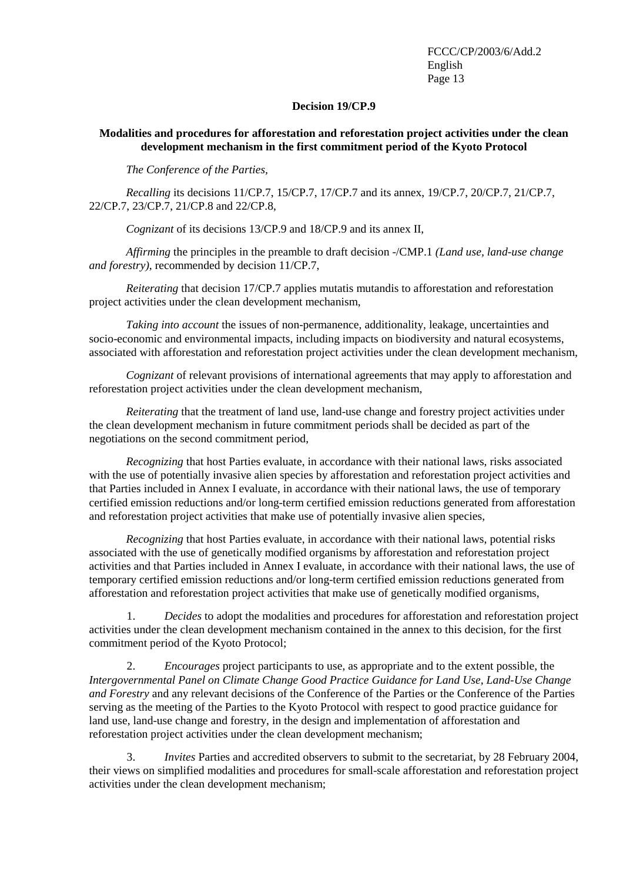**Decision 19/CP.9**

**Modalities and procedures for afforestation and reforestation project activities under the clean development mechanism in the first commitment period of the Kyoto Protocol**

*The Conference of the Parties*,

*Recalling* its decisions 11/CP.7, 15/CP.7, 17/CP.7 and its annex, 19/CP.7, 20/CP.7, 21/CP.7, 22/CP.7, 23/CP.7, 21/CP.8 and 22/CP.8,

*Cognizant* of its decisions 13/CP.9 and 18/CP.9 and its annex II,

*Affirming* the principles in the preamble to draft decision -/CMP.1 *(Land use, land-use change and forestry)*, recommended by decision 11/CP.7,

*Reiterating* that decision 17/CP.7 applies mutatis mutandis to afforestation and reforestation project activities under the clean development mechanism,

*Taking into account* the issues of non-permanence, additionality, leakage, uncertainties and socio-economic and environmental impacts, including impacts on biodiversity and natural ecosystems, associated with afforestation and reforestation project activities under the clean development mechanism,

*Cognizant* of relevant provisions of international agreements that may apply to afforestation and reforestation project activities under the clean development mechanism,

*Reiterating* that the treatment of land use, land-use change and forestry project activities under the clean development mechanism in future commitment periods shall be decided as part of the negotiations on the second commitment period,

*Recognizing* that host Parties evaluate, in accordance with their national laws, risks associated with the use of potentially invasive alien species by afforestation and reforestation project activities and that Parties included in Annex I evaluate, in accordance with their national laws, the use of temporary certified emission reductions and/or long-term certified emission reductions generated from afforestation and reforestation project activities that make use of potentially invasive alien species,

*Recognizing* that host Parties evaluate, in accordance with their national laws, potential risks associated with the use of genetically modified organisms by afforestation and reforestation project activities and that Parties included in Annex I evaluate, in accordance with their national laws, the use of temporary certified emission reductions and/or long-term certified emission reductions generated from afforestation and reforestation project activities that make use of genetically modified organisms,

1. *Decides* to adopt the modalities and procedures for afforestation and reforestation project activities under the clean development mechanism contained in the annex to this decision, for the first commitment period of the Kyoto Protocol;

2. *Encourages* project participants to use, as appropriate and to the extent possible, the *Intergovernmental Panel on Climate Change Good Practice Guidance for Land Use, Land-Use Change and Forestry* and any relevant decisions of the Conference of the Parties or the Conference of the Parties serving as the meeting of the Parties to the Kyoto Protocol with respect to good practice guidance for land use, land-use change and forestry, in the design and implementation of afforestation and reforestation project activities under the clean development mechanism;

3. *Invites* Parties and accredited observers to submit to the secretariat, by 28 February 2004, their views on simplified modalities and procedures for small-scale afforestation and reforestation project activities under the clean development mechanism;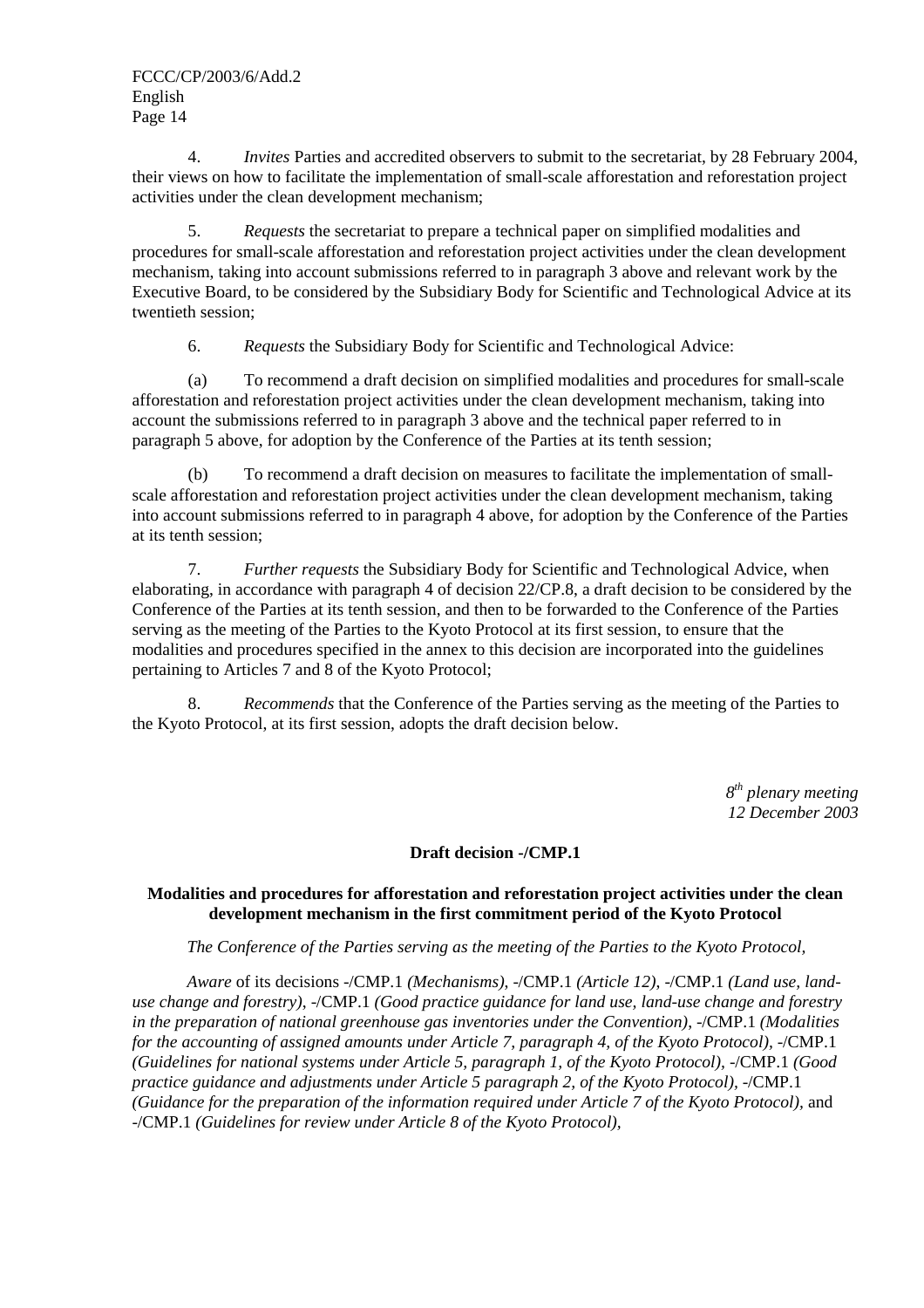4. *Invites* Parties and accredited observers to submit to the secretariat, by 28 February 2004, their views on how to facilitate the implementation of small-scale afforestation and reforestation project activities under the clean development mechanism;

5. *Requests* the secretariat to prepare a technical paper on simplified modalities and procedures for small-scale afforestation and reforestation project activities under the clean development mechanism, taking into account submissions referred to in paragraph 3 above and relevant work by the Executive Board, to be considered by the Subsidiary Body for Scientific and Technological Advice at its twentieth session;

6. *Requests* the Subsidiary Body for Scientific and Technological Advice:

(a) To recommend a draft decision on simplified modalities and procedures for small-scale afforestation and reforestation project activities under the clean development mechanism, taking into account the submissions referred to in paragraph 3 above and the technical paper referred to in paragraph 5 above, for adoption by the Conference of the Parties at its tenth session;

(b) To recommend a draft decision on measures to facilitate the implementation of small-scale afforestation and reforestation project activities under the clean development mechanism, taking into account submissions referred to in paragraph 4 above, for adoption by the Conference of the Parties at its tenth session;

7. *Further requests* the Subsidiary Body for Scientific and Technological Advice, when elaborating, in accordance with paragraph 4 of decision 22/CP.8, a draft decision to be considered by the Conference of the Parties at its tenth session, and then to be forwarded to the Conference of the Parties serving as the meeting of the Parties to the Kyoto Protocol at its first session, to ensure that the modalities and procedures specified in the annex to this decision are incorporated into the guidelines pertaining to Articles 7 and 8 of the Kyoto Protocol;

8. *Recommends* that the Conference of the Parties serving as the meeting of the Parties to the Kyoto Protocol, at its first session, adopts the draft decision below.

*8th plenary meeting*
*12 December 2003*

**Draft decision -/CMP.1**

**Modalities and procedures for afforestation and reforestation project activities under the clean development mechanism in the first commitment period of the Kyoto Protocol**

*The Conference of the Parties serving as the meeting of the Parties to the Kyoto Protocol,*

*Aware* of its decisions -/CMP.1 *(Mechanisms)*, -/CMP.1 *(Article 12)*, -/CMP.1 *(Land use, land-use change and forestry)*, -/CMP.1 *(Good practice guidance for land use, land-use change and forestry in the preparation of national greenhouse gas inventories under the Convention)*, -/CMP.1 *(Modalities for the accounting of assigned amounts under Article 7, paragraph 4, of the Kyoto Protocol)*, -/CMP.1 *(Guidelines for national systems under Article 5, paragraph 1, of the Kyoto Protocol)*, -/CMP.1 *(Good practice guidance and adjustments under Article 5 paragraph 2, of the Kyoto Protocol)*, -/CMP.1 *(Guidance for the preparation of the information required under Article 7 of the Kyoto Protocol)*, and -/CMP.1 *(Guidelines for review under Article 8 of the Kyoto Protocol)*,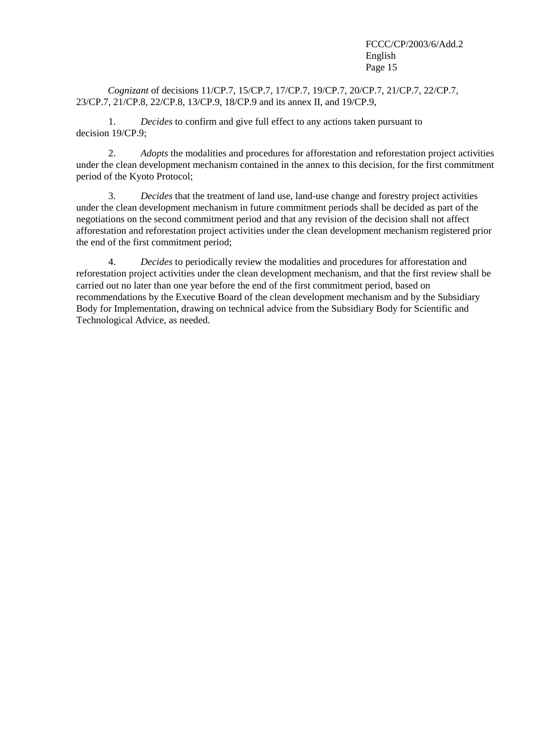*Cognizant* of decisions 11/CP.7, 15/CP.7, 17/CP.7, 19/CP.7, 20/CP.7, 21/CP.7, 22/CP.7, 23/CP.7, 21/CP.8, 22/CP.8, 13/CP.9, 18/CP.9 and its annex II, and 19/CP.9,

1. *Decides* to confirm and give full effect to any actions taken pursuant to decision 19/CP.9;

2. *Adopts* the modalities and procedures for afforestation and reforestation project activities under the clean development mechanism contained in the annex to this decision, for the first commitment period of the Kyoto Protocol;

3. *Decides* that the treatment of land use, land-use change and forestry project activities under the clean development mechanism in future commitment periods shall be decided as part of the negotiations on the second commitment period and that any revision of the decision shall not affect afforestation and reforestation project activities under the clean development mechanism registered prior the end of the first commitment period;

4. *Decides* to periodically review the modalities and procedures for afforestation and reforestation project activities under the clean development mechanism, and that the first review shall be carried out no later than one year before the end of the first commitment period, based on recommendations by the Executive Board of the clean development mechanism and by the Subsidiary Body for Implementation, drawing on technical advice from the Subsidiary Body for Scientific and Technological Advice, as needed.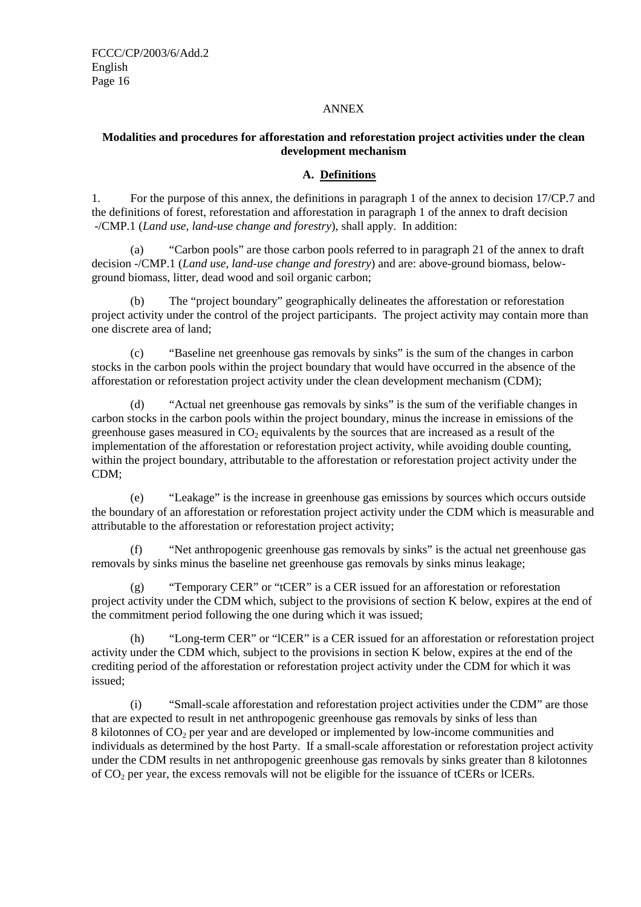ANNEX

**Modalities and procedures for afforestation and reforestation project activities under the clean development mechanism**

## A. Definitions

1. For the purpose of this annex, the definitions in paragraph 1 of the annex to decision 17/CP.7 and the definitions of forest, reforestation and afforestation in paragraph 1 of the annex to draft decision -/CMP.1 (*Land use, land-use change and forestry*), shall apply. In addition:

(a) "Carbon pools" are those carbon pools referred to in paragraph 21 of the annex to draft decision -/CMP.1 (*Land use, land-use change and forestry*) and are: above-ground biomass, below-ground biomass, litter, dead wood and soil organic carbon;

(b) The "project boundary" geographically delineates the afforestation or reforestation project activity under the control of the project participants. The project activity may contain more than one discrete area of land;

(c) "Baseline net greenhouse gas removals by sinks" is the sum of the changes in carbon stocks in the carbon pools within the project boundary that would have occurred in the absence of the afforestation or reforestation project activity under the clean development mechanism (CDM);

(d) "Actual net greenhouse gas removals by sinks" is the sum of the verifiable changes in carbon stocks in the carbon pools within the project boundary, minus the increase in emissions of the greenhouse gases measured in $CO_2$ equivalents by the sources that are increased as a result of the implementation of the afforestation or reforestation project activity, while avoiding double counting, within the project boundary, attributable to the afforestation or reforestation project activity under the CDM;

(e) "Leakage" is the increase in greenhouse gas emissions by sources which occurs outside the boundary of an afforestation or reforestation project activity under the CDM which is measurable and attributable to the afforestation or reforestation project activity;

(f) "Net anthropogenic greenhouse gas removals by sinks" is the actual net greenhouse gas removals by sinks minus the baseline net greenhouse gas removals by sinks minus leakage;

(g) "Temporary CER" or "tCER" is a CER issued for an afforestation or reforestation project activity under the CDM which, subject to the provisions of section K below, expires at the end of the commitment period following the one during which it was issued;

(h) "Long-term CER" or "lCER" is a CER issued for an afforestation or reforestation project activity under the CDM which, subject to the provisions in section K below, expires at the end of the crediting period of the afforestation or reforestation project activity under the CDM for which it was issued;

(i) "Small-scale afforestation and reforestation project activities under the CDM" are those that are expected to result in net anthropogenic greenhouse gas removals by sinks of less than 8 kilotonnes of $CO_2$ per year and are developed or implemented by low-income communities and individuals as determined by the host Party. If a small-scale afforestation or reforestation project activity under the CDM results in net anthropogenic greenhouse gas removals by sinks greater than 8 kilotonnes of $CO_2$ per year, the excess removals will not be eligible for the issuance of tCERs or lCERs.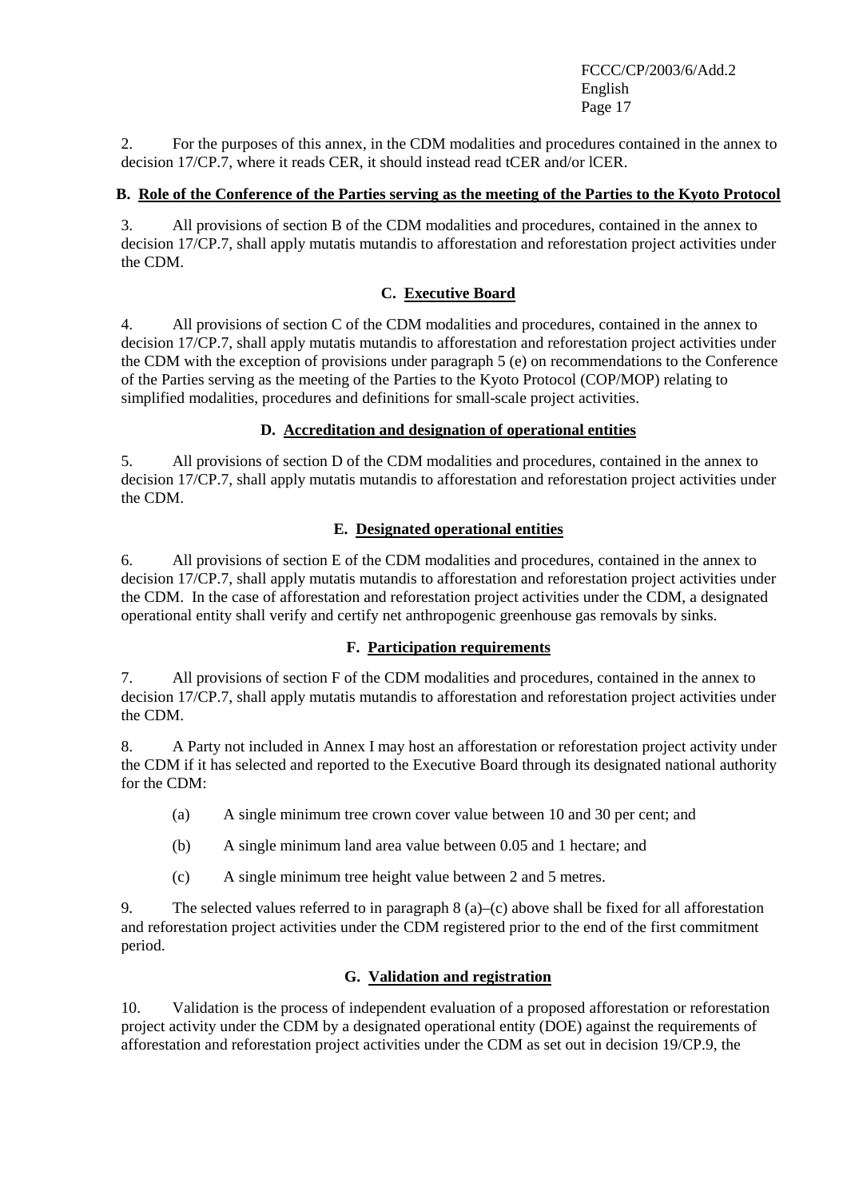2. For the purposes of this annex, in the CDM modalities and procedures contained in the annex to decision 17/CP.7, where it reads CER, it should instead read tCER and/or lCER.

### B. Role of the Conference of the Parties serving as the meeting of the Parties to the Kyoto Protocol

3. All provisions of section B of the CDM modalities and procedures, contained in the annex to decision 17/CP.7, shall apply mutatis mutandis to afforestation and reforestation project activities under the CDM.

### C. Executive Board

4. All provisions of section C of the CDM modalities and procedures, contained in the annex to decision 17/CP.7, shall apply mutatis mutandis to afforestation and reforestation project activities under the CDM with the exception of provisions under paragraph 5 (e) on recommendations to the Conference of the Parties serving as the meeting of the Parties to the Kyoto Protocol (COP/MOP) relating to simplified modalities, procedures and definitions for small-scale project activities.

### D. Accreditation and designation of operational entities

5. All provisions of section D of the CDM modalities and procedures, contained in the annex to decision 17/CP.7, shall apply mutatis mutandis to afforestation and reforestation project activities under the CDM.

### E. Designated operational entities

6. All provisions of section E of the CDM modalities and procedures, contained in the annex to decision 17/CP.7, shall apply mutatis mutandis to afforestation and reforestation project activities under the CDM. In the case of afforestation and reforestation project activities under the CDM, a designated operational entity shall verify and certify net anthropogenic greenhouse gas removals by sinks.

### F. Participation requirements

7. All provisions of section F of the CDM modalities and procedures, contained in the annex to decision 17/CP.7, shall apply mutatis mutandis to afforestation and reforestation project activities under the CDM.

8. A Party not included in Annex I may host an afforestation or reforestation project activity under the CDM if it has selected and reported to the Executive Board through its designated national authority for the CDM:

(a) A single minimum tree crown cover value between 10 and 30 per cent; and

(b) A single minimum land area value between 0.05 and 1 hectare; and

(c) A single minimum tree height value between 2 and 5 metres.

9. The selected values referred to in paragraph 8 (a)–(c) above shall be fixed for all afforestation and reforestation project activities under the CDM registered prior to the end of the first commitment period.

### G. Validation and registration

10. Validation is the process of independent evaluation of a proposed afforestation or reforestation project activity under the CDM by a designated operational entity (DOE) against the requirements of afforestation and reforestation project activities under the CDM as set out in decision 19/CP.9, the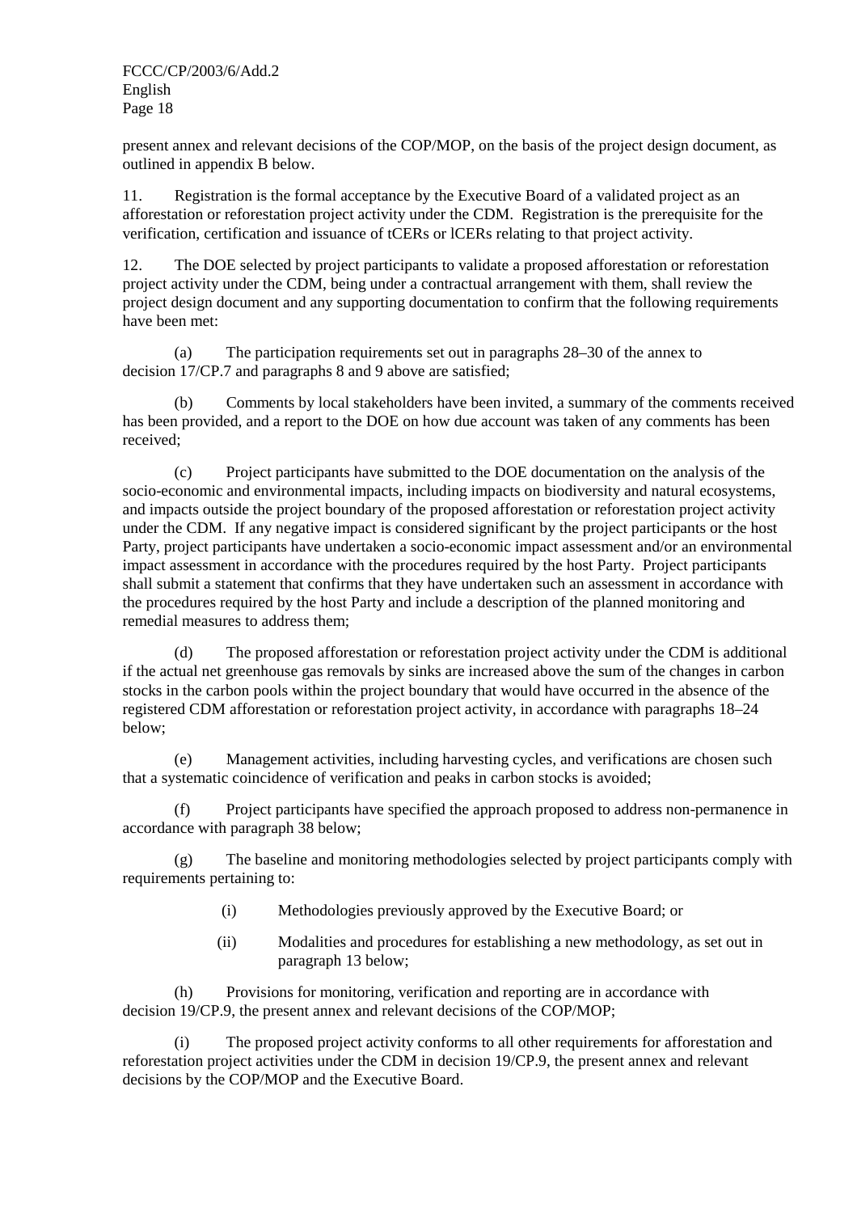present annex and relevant decisions of the COP/MOP, on the basis of the project design document, as outlined in appendix B below.

11. Registration is the formal acceptance by the Executive Board of a validated project as an afforestation or reforestation project activity under the CDM. Registration is the prerequisite for the verification, certification and issuance of tCERs or lCERs relating to that project activity.

12. The DOE selected by project participants to validate a proposed afforestation or reforestation project activity under the CDM, being under a contractual arrangement with them, shall review the project design document and any supporting documentation to confirm that the following requirements have been met:

(a) The participation requirements set out in paragraphs 28–30 of the annex to decision 17/CP.7 and paragraphs 8 and 9 above are satisfied;

(b) Comments by local stakeholders have been invited, a summary of the comments received has been provided, and a report to the DOE on how due account was taken of any comments has been received;

(c) Project participants have submitted to the DOE documentation on the analysis of the socio-economic and environmental impacts, including impacts on biodiversity and natural ecosystems, and impacts outside the project boundary of the proposed afforestation or reforestation project activity under the CDM. If any negative impact is considered significant by the project participants or the host Party, project participants have undertaken a socio-economic impact assessment and/or an environmental impact assessment in accordance with the procedures required by the host Party. Project participants shall submit a statement that confirms that they have undertaken such an assessment in accordance with the procedures required by the host Party and include a description of the planned monitoring and remedial measures to address them;

(d) The proposed afforestation or reforestation project activity under the CDM is additional if the actual net greenhouse gas removals by sinks are increased above the sum of the changes in carbon stocks in the carbon pools within the project boundary that would have occurred in the absence of the registered CDM afforestation or reforestation project activity, in accordance with paragraphs 18–24 below;

(e) Management activities, including harvesting cycles, and verifications are chosen such that a systematic coincidence of verification and peaks in carbon stocks is avoided;

(f) Project participants have specified the approach proposed to address non-permanence in accordance with paragraph 38 below;

(g) The baseline and monitoring methodologies selected by project participants comply with requirements pertaining to:

(i) Methodologies previously approved by the Executive Board; or

(ii) Modalities and procedures for establishing a new methodology, as set out in paragraph 13 below;

(h) Provisions for monitoring, verification and reporting are in accordance with decision 19/CP.9, the present annex and relevant decisions of the COP/MOP;

(i) The proposed project activity conforms to all other requirements for afforestation and reforestation project activities under the CDM in decision 19/CP.9, the present annex and relevant decisions by the COP/MOP and the Executive Board.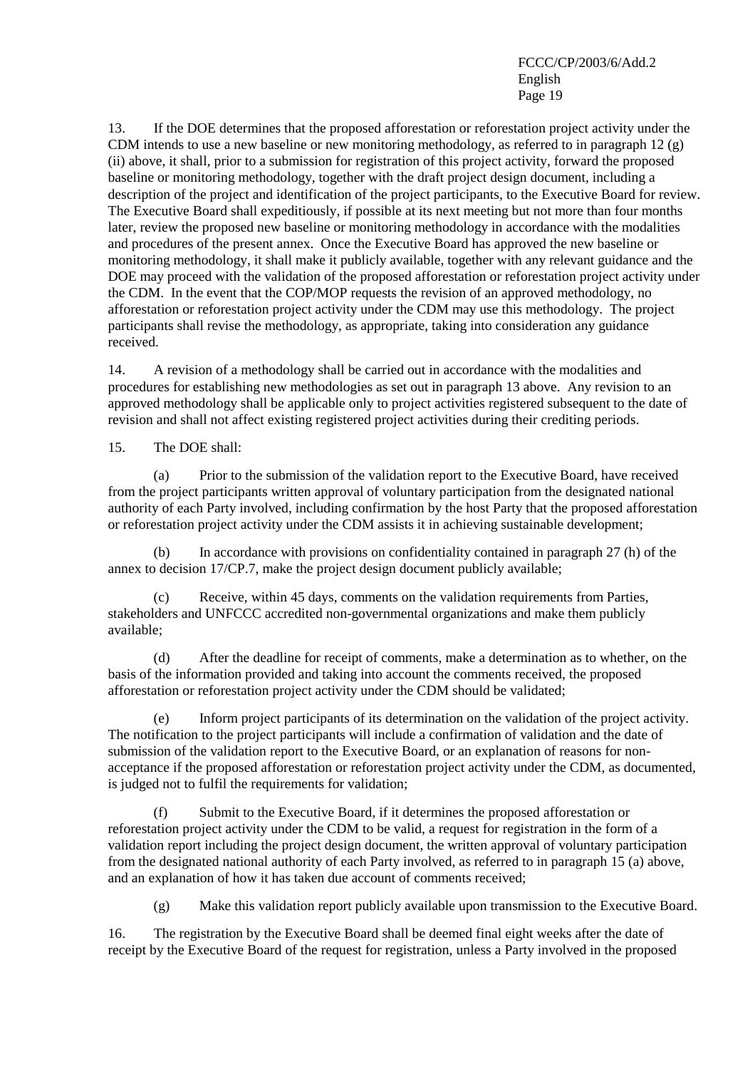13. If the DOE determines that the proposed afforestation or reforestation project activity under the CDM intends to use a new baseline or new monitoring methodology, as referred to in paragraph 12 (g) (ii) above, it shall, prior to a submission for registration of this project activity, forward the proposed baseline or monitoring methodology, together with the draft project design document, including a description of the project and identification of the project participants, to the Executive Board for review. The Executive Board shall expeditiously, if possible at its next meeting but not more than four months later, review the proposed new baseline or monitoring methodology in accordance with the modalities and procedures of the present annex. Once the Executive Board has approved the new baseline or monitoring methodology, it shall make it publicly available, together with any relevant guidance and the DOE may proceed with the validation of the proposed afforestation or reforestation project activity under the CDM. In the event that the COP/MOP requests the revision of an approved methodology, no afforestation or reforestation project activity under the CDM may use this methodology. The project participants shall revise the methodology, as appropriate, taking into consideration any guidance received.

14. A revision of a methodology shall be carried out in accordance with the modalities and procedures for establishing new methodologies as set out in paragraph 13 above. Any revision to an approved methodology shall be applicable only to project activities registered subsequent to the date of revision and shall not affect existing registered project activities during their crediting periods.

15. The DOE shall:

(a) Prior to the submission of the validation report to the Executive Board, have received from the project participants written approval of voluntary participation from the designated national authority of each Party involved, including confirmation by the host Party that the proposed afforestation or reforestation project activity under the CDM assists it in achieving sustainable development;

(b) In accordance with provisions on confidentiality contained in paragraph 27 (h) of the annex to decision 17/CP.7, make the project design document publicly available;

(c) Receive, within 45 days, comments on the validation requirements from Parties, stakeholders and UNFCCC accredited non-governmental organizations and make them publicly available;

(d) After the deadline for receipt of comments, make a determination as to whether, on the basis of the information provided and taking into account the comments received, the proposed afforestation or reforestation project activity under the CDM should be validated;

(e) Inform project participants of its determination on the validation of the project activity. The notification to the project participants will include a confirmation of validation and the date of submission of the validation report to the Executive Board, or an explanation of reasons for non-acceptance if the proposed afforestation or reforestation project activity under the CDM, as documented, is judged not to fulfil the requirements for validation;

(f) Submit to the Executive Board, if it determines the proposed afforestation or reforestation project activity under the CDM to be valid, a request for registration in the form of a validation report including the project design document, the written approval of voluntary participation from the designated national authority of each Party involved, as referred to in paragraph 15 (a) above, and an explanation of how it has taken due account of comments received;

(g) Make this validation report publicly available upon transmission to the Executive Board.

16. The registration by the Executive Board shall be deemed final eight weeks after the date of receipt by the Executive Board of the request for registration, unless a Party involved in the proposed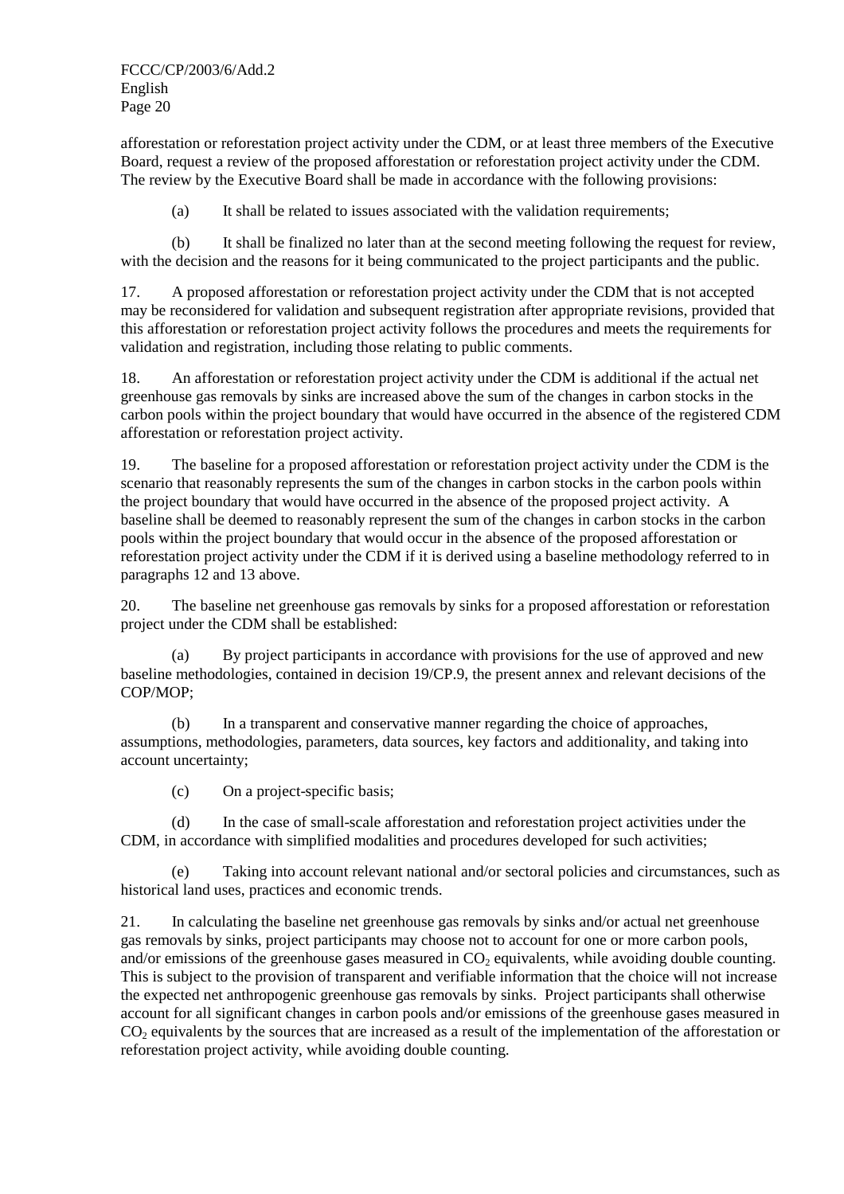afforestation or reforestation project activity under the CDM, or at least three members of the Executive Board, request a review of the proposed afforestation or reforestation project activity under the CDM. The review by the Executive Board shall be made in accordance with the following provisions:

(a) It shall be related to issues associated with the validation requirements;

(b) It shall be finalized no later than at the second meeting following the request for review, with the decision and the reasons for it being communicated to the project participants and the public.

17. A proposed afforestation or reforestation project activity under the CDM that is not accepted may be reconsidered for validation and subsequent registration after appropriate revisions, provided that this afforestation or reforestation project activity follows the procedures and meets the requirements for validation and registration, including those relating to public comments.

18. An afforestation or reforestation project activity under the CDM is additional if the actual net greenhouse gas removals by sinks are increased above the sum of the changes in carbon stocks in the carbon pools within the project boundary that would have occurred in the absence of the registered CDM afforestation or reforestation project activity.

19. The baseline for a proposed afforestation or reforestation project activity under the CDM is the scenario that reasonably represents the sum of the changes in carbon stocks in the carbon pools within the project boundary that would have occurred in the absence of the proposed project activity. A baseline shall be deemed to reasonably represent the sum of the changes in carbon stocks in the carbon pools within the project boundary that would occur in the absence of the proposed afforestation or reforestation project activity under the CDM if it is derived using a baseline methodology referred to in paragraphs 12 and 13 above.

20. The baseline net greenhouse gas removals by sinks for a proposed afforestation or reforestation project under the CDM shall be established:

(a) By project participants in accordance with provisions for the use of approved and new baseline methodologies, contained in decision 19/CP.9, the present annex and relevant decisions of the COP/MOP;

(b) In a transparent and conservative manner regarding the choice of approaches, assumptions, methodologies, parameters, data sources, key factors and additionality, and taking into account uncertainty;

(c) On a project-specific basis;

(d) In the case of small-scale afforestation and reforestation project activities under the CDM, in accordance with simplified modalities and procedures developed for such activities;

(e) Taking into account relevant national and/or sectoral policies and circumstances, such as historical land uses, practices and economic trends.

21. In calculating the baseline net greenhouse gas removals by sinks and/or actual net greenhouse gas removals by sinks, project participants may choose not to account for one or more carbon pools, and/or emissions of the greenhouse gases measured in $CO_2$ equivalents, while avoiding double counting. This is subject to the provision of transparent and verifiable information that the choice will not increase the expected net anthropogenic greenhouse gas removals by sinks. Project participants shall otherwise account for all significant changes in carbon pools and/or emissions of the greenhouse gases measured in $CO_2$ equivalents by the sources that are increased as a result of the implementation of the afforestation or reforestation project activity, while avoiding double counting.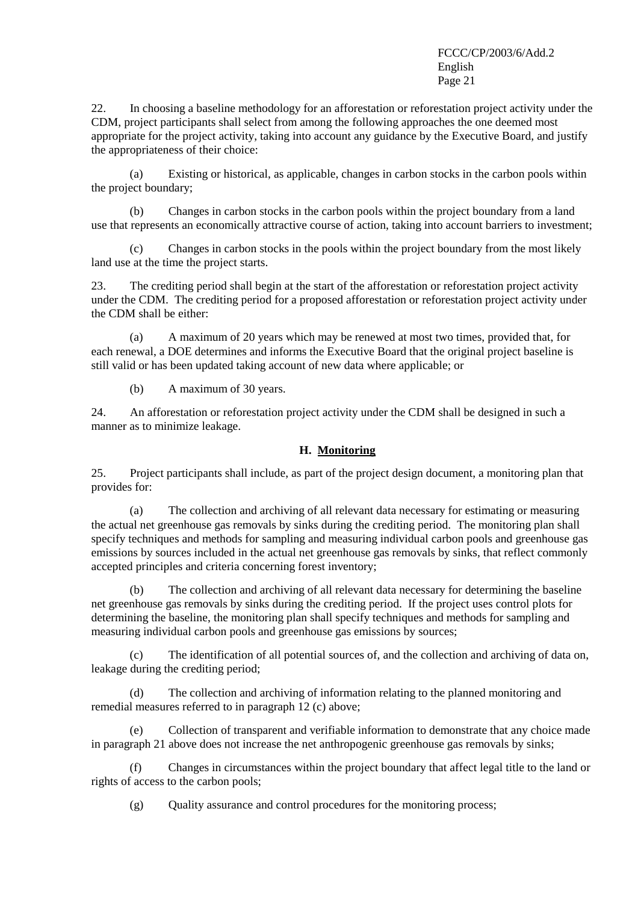22. In choosing a baseline methodology for an afforestation or reforestation project activity under the CDM, project participants shall select from among the following approaches the one deemed most appropriate for the project activity, taking into account any guidance by the Executive Board, and justify the appropriateness of their choice:

(a) Existing or historical, as applicable, changes in carbon stocks in the carbon pools within the project boundary;

(b) Changes in carbon stocks in the carbon pools within the project boundary from a land use that represents an economically attractive course of action, taking into account barriers to investment;

(c) Changes in carbon stocks in the pools within the project boundary from the most likely land use at the time the project starts.

23. The crediting period shall begin at the start of the afforestation or reforestation project activity under the CDM. The crediting period for a proposed afforestation or reforestation project activity under the CDM shall be either:

(a) A maximum of 20 years which may be renewed at most two times, provided that, for each renewal, a DOE determines and informs the Executive Board that the original project baseline is still valid or has been updated taking account of new data where applicable; or

(b) A maximum of 30 years.

24. An afforestation or reforestation project activity under the CDM shall be designed in such a manner as to minimize leakage.

### H. Monitoring

25. Project participants shall include, as part of the project design document, a monitoring plan that provides for:

(a) The collection and archiving of all relevant data necessary for estimating or measuring the actual net greenhouse gas removals by sinks during the crediting period. The monitoring plan shall specify techniques and methods for sampling and measuring individual carbon pools and greenhouse gas emissions by sources included in the actual net greenhouse gas removals by sinks, that reflect commonly accepted principles and criteria concerning forest inventory;

(b) The collection and archiving of all relevant data necessary for determining the baseline net greenhouse gas removals by sinks during the crediting period. If the project uses control plots for determining the baseline, the monitoring plan shall specify techniques and methods for sampling and measuring individual carbon pools and greenhouse gas emissions by sources;

(c) The identification of all potential sources of, and the collection and archiving of data on, leakage during the crediting period;

(d) The collection and archiving of information relating to the planned monitoring and remedial measures referred to in paragraph 12 (c) above;

(e) Collection of transparent and verifiable information to demonstrate that any choice made in paragraph 21 above does not increase the net anthropogenic greenhouse gas removals by sinks;

(f) Changes in circumstances within the project boundary that affect legal title to the land or rights of access to the carbon pools;

(g) Quality assurance and control procedures for the monitoring process;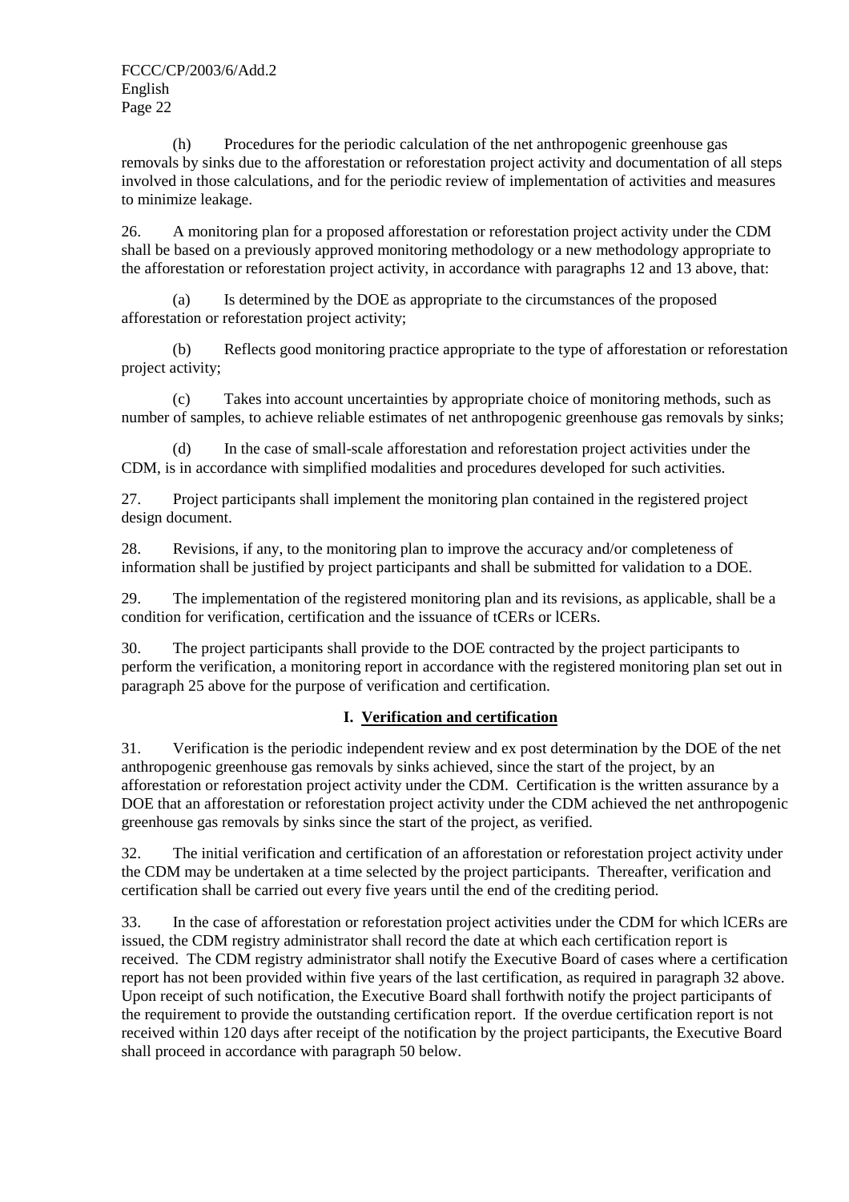(h) Procedures for the periodic calculation of the net anthropogenic greenhouse gas removals by sinks due to the afforestation or reforestation project activity and documentation of all steps involved in those calculations, and for the periodic review of implementation of activities and measures to minimize leakage.

26. A monitoring plan for a proposed afforestation or reforestation project activity under the CDM shall be based on a previously approved monitoring methodology or a new methodology appropriate to the afforestation or reforestation project activity, in accordance with paragraphs 12 and 13 above, that:

(a) Is determined by the DOE as appropriate to the circumstances of the proposed afforestation or reforestation project activity;

(b) Reflects good monitoring practice appropriate to the type of afforestation or reforestation project activity;

(c) Takes into account uncertainties by appropriate choice of monitoring methods, such as number of samples, to achieve reliable estimates of net anthropogenic greenhouse gas removals by sinks;

(d) In the case of small-scale afforestation and reforestation project activities under the CDM, is in accordance with simplified modalities and procedures developed for such activities.

27. Project participants shall implement the monitoring plan contained in the registered project design document.

28. Revisions, if any, to the monitoring plan to improve the accuracy and/or completeness of information shall be justified by project participants and shall be submitted for validation to a DOE.

29. The implementation of the registered monitoring plan and its revisions, as applicable, shall be a condition for verification, certification and the issuance of tCERs or lCERs.

30. The project participants shall provide to the DOE contracted by the project participants to perform the verification, a monitoring report in accordance with the registered monitoring plan set out in paragraph 25 above for the purpose of verification and certification.

## I. Verification and certification

31. Verification is the periodic independent review and ex post determination by the DOE of the net anthropogenic greenhouse gas removals by sinks achieved, since the start of the project, by an afforestation or reforestation project activity under the CDM. Certification is the written assurance by a DOE that an afforestation or reforestation project activity under the CDM achieved the net anthropogenic greenhouse gas removals by sinks since the start of the project, as verified.

32. The initial verification and certification of an afforestation or reforestation project activity under the CDM may be undertaken at a time selected by the project participants. Thereafter, verification and certification shall be carried out every five years until the end of the crediting period.

33. In the case of afforestation or reforestation project activities under the CDM for which lCERs are issued, the CDM registry administrator shall record the date at which each certification report is received. The CDM registry administrator shall notify the Executive Board of cases where a certification report has not been provided within five years of the last certification, as required in paragraph 32 above. Upon receipt of such notification, the Executive Board shall forthwith notify the project participants of the requirement to provide the outstanding certification report. If the overdue certification report is not received within 120 days after receipt of the notification by the project participants, the Executive Board shall proceed in accordance with paragraph 50 below.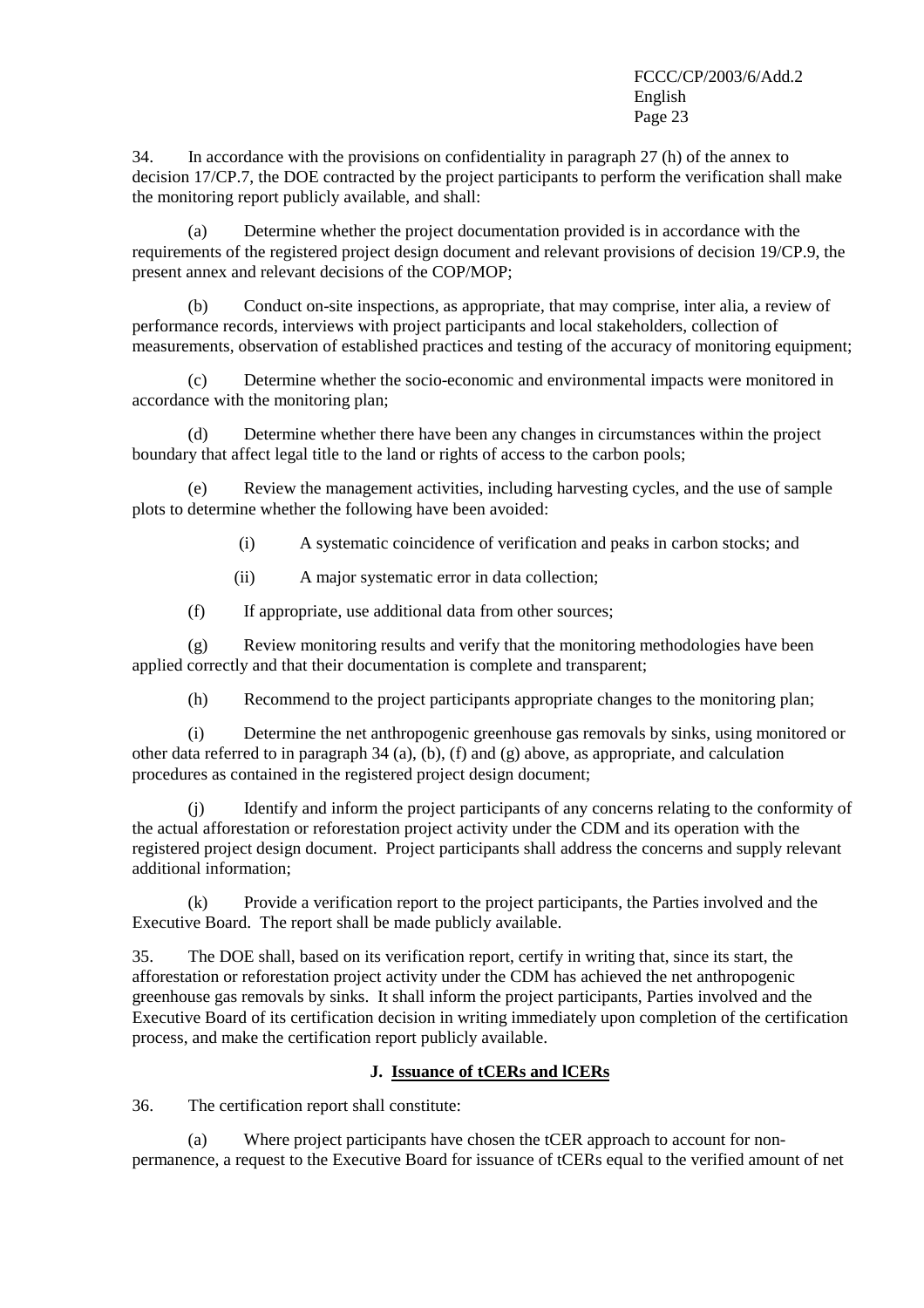34. In accordance with the provisions on confidentiality in paragraph 27 (h) of the annex to decision 17/CP.7, the DOE contracted by the project participants to perform the verification shall make the monitoring report publicly available, and shall:

(a) Determine whether the project documentation provided is in accordance with the requirements of the registered project design document and relevant provisions of decision 19/CP.9, the present annex and relevant decisions of the COP/MOP;

(b) Conduct on-site inspections, as appropriate, that may comprise, inter alia, a review of performance records, interviews with project participants and local stakeholders, collection of measurements, observation of established practices and testing of the accuracy of monitoring equipment;

(c) Determine whether the socio-economic and environmental impacts were monitored in accordance with the monitoring plan;

(d) Determine whether there have been any changes in circumstances within the project boundary that affect legal title to the land or rights of access to the carbon pools;

(e) Review the management activities, including harvesting cycles, and the use of sample plots to determine whether the following have been avoided:

(i) A systematic coincidence of verification and peaks in carbon stocks; and

(ii) A major systematic error in data collection;

(f) If appropriate, use additional data from other sources;

(g) Review monitoring results and verify that the monitoring methodologies have been applied correctly and that their documentation is complete and transparent;

(h) Recommend to the project participants appropriate changes to the monitoring plan;

(i) Determine the net anthropogenic greenhouse gas removals by sinks, using monitored or other data referred to in paragraph 34 (a), (b), (f) and (g) above, as appropriate, and calculation procedures as contained in the registered project design document;

(j) Identify and inform the project participants of any concerns relating to the conformity of the actual afforestation or reforestation project activity under the CDM and its operation with the registered project design document. Project participants shall address the concerns and supply relevant additional information;

(k) Provide a verification report to the project participants, the Parties involved and the Executive Board. The report shall be made publicly available.

35. The DOE shall, based on its verification report, certify in writing that, since its start, the afforestation or reforestation project activity under the CDM has achieved the net anthropogenic greenhouse gas removals by sinks. It shall inform the project participants, Parties involved and the Executive Board of its certification decision in writing immediately upon completion of the certification process, and make the certification report publicly available.

### J. Issuance of tCERs and lCERs

36. The certification report shall constitute:

(a) Where project participants have chosen the tCER approach to account for non-permanence, a request to the Executive Board for issuance of tCERs equal to the verified amount of net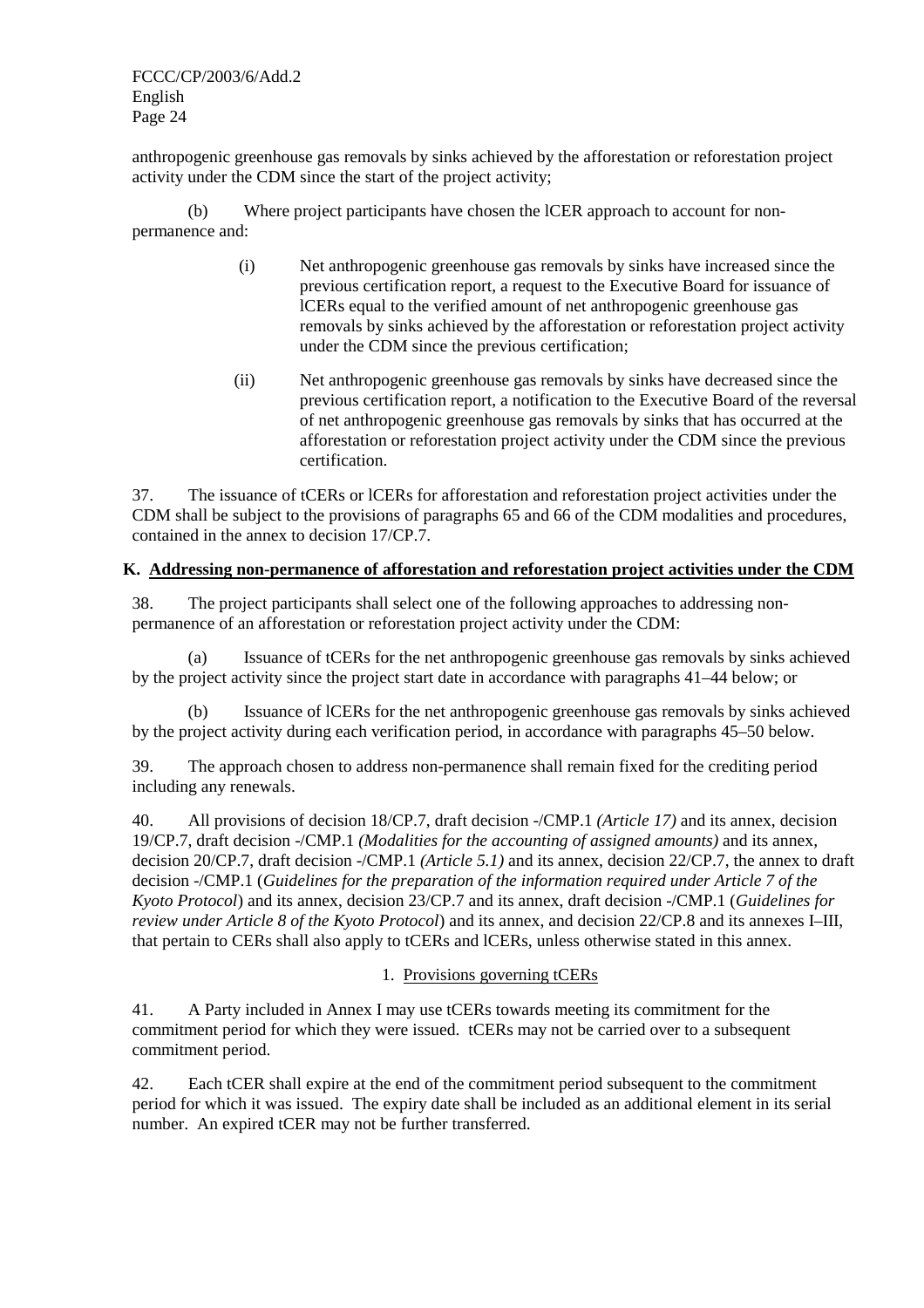anthropogenic greenhouse gas removals by sinks achieved by the afforestation or reforestation project activity under the CDM since the start of the project activity;

(b) Where project participants have chosen the lCER approach to account for non-permanence and:

(i) Net anthropogenic greenhouse gas removals by sinks have increased since the previous certification report, a request to the Executive Board for issuance of lCERs equal to the verified amount of net anthropogenic greenhouse gas removals by sinks achieved by the afforestation or reforestation project activity under the CDM since the previous certification;

(ii) Net anthropogenic greenhouse gas removals by sinks have decreased since the previous certification report, a notification to the Executive Board of the reversal of net anthropogenic greenhouse gas removals by sinks that has occurred at the afforestation or reforestation project activity under the CDM since the previous certification.

37. The issuance of tCERs or lCERs for afforestation and reforestation project activities under the CDM shall be subject to the provisions of paragraphs 65 and 66 of the CDM modalities and procedures, contained in the annex to decision 17/CP.7.

## K. Addressing non-permanence of afforestation and reforestation project activities under the CDM

38. The project participants shall select one of the following approaches to addressing non-permanence of an afforestation or reforestation project activity under the CDM:

(a) Issuance of tCERs for the net anthropogenic greenhouse gas removals by sinks achieved by the project activity since the project start date in accordance with paragraphs 41–44 below; or

(b) Issuance of lCERs for the net anthropogenic greenhouse gas removals by sinks achieved by the project activity during each verification period, in accordance with paragraphs 45–50 below.

39. The approach chosen to address non-permanence shall remain fixed for the crediting period including any renewals.

40. All provisions of decision 18/CP.7, draft decision -/CMP.1 *(Article 17)* and its annex, decision 19/CP.7, draft decision -/CMP.1 *(Modalities for the accounting of assigned amounts)* and its annex, decision 20/CP.7, draft decision -/CMP.1 *(Article 5.1)* and its annex, decision 22/CP.7, the annex to draft decision -/CMP.1 (*Guidelines for the preparation of the information required under Article 7 of the Kyoto Protocol*) and its annex, decision 23/CP.7 and its annex, draft decision -/CMP.1 (*Guidelines for review under Article 8 of the Kyoto Protocol*) and its annex, and decision 22/CP.8 and its annexes I–III, that pertain to CERs shall also apply to tCERs and lCERs, unless otherwise stated in this annex.

### 1. Provisions governing tCERs

41. A Party included in Annex I may use tCERs towards meeting its commitment for the commitment period for which they were issued. tCERs may not be carried over to a subsequent commitment period.

42. Each tCER shall expire at the end of the commitment period subsequent to the commitment period for which it was issued. The expiry date shall be included as an additional element in its serial number. An expired tCER may not be further transferred.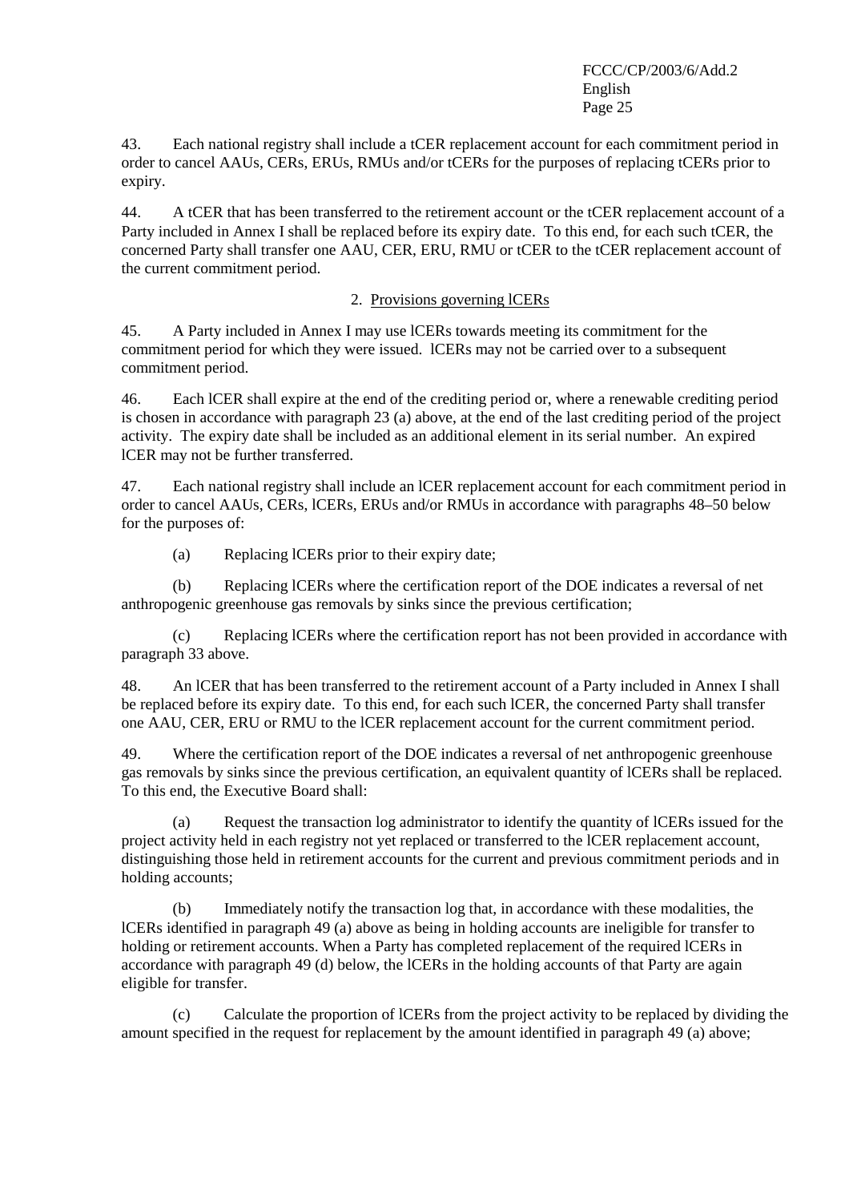43. Each national registry shall include a tCER replacement account for each commitment period in order to cancel AAUs, CERs, ERUs, RMUs and/or tCERs for the purposes of replacing tCERs prior to expiry.

44. A tCER that has been transferred to the retirement account or the tCER replacement account of a Party included in Annex I shall be replaced before its expiry date. To this end, for each such tCER, the concerned Party shall transfer one AAU, CER, ERU, RMU or tCER to the tCER replacement account of the current commitment period.

2. Provisions governing lCERs

45. A Party included in Annex I may use lCERs towards meeting its commitment for the commitment period for which they were issued. lCERs may not be carried over to a subsequent commitment period.

46. Each lCER shall expire at the end of the crediting period or, where a renewable crediting period is chosen in accordance with paragraph 23 (a) above, at the end of the last crediting period of the project activity. The expiry date shall be included as an additional element in its serial number. An expired lCER may not be further transferred.

47. Each national registry shall include an lCER replacement account for each commitment period in order to cancel AAUs, CERs, lCERs, ERUs and/or RMUs in accordance with paragraphs 48–50 below for the purposes of:

(a) Replacing lCERs prior to their expiry date;

(b) Replacing lCERs where the certification report of the DOE indicates a reversal of net anthropogenic greenhouse gas removals by sinks since the previous certification;

(c) Replacing lCERs where the certification report has not been provided in accordance with paragraph 33 above.

48. An lCER that has been transferred to the retirement account of a Party included in Annex I shall be replaced before its expiry date. To this end, for each such lCER, the concerned Party shall transfer one AAU, CER, ERU or RMU to the lCER replacement account for the current commitment period.

49. Where the certification report of the DOE indicates a reversal of net anthropogenic greenhouse gas removals by sinks since the previous certification, an equivalent quantity of lCERs shall be replaced. To this end, the Executive Board shall:

(a) Request the transaction log administrator to identify the quantity of lCERs issued for the project activity held in each registry not yet replaced or transferred to the lCER replacement account, distinguishing those held in retirement accounts for the current and previous commitment periods and in holding accounts;

(b) Immediately notify the transaction log that, in accordance with these modalities, the lCERs identified in paragraph 49 (a) above as being in holding accounts are ineligible for transfer to holding or retirement accounts. When a Party has completed replacement of the required lCERs in accordance with paragraph 49 (d) below, the lCERs in the holding accounts of that Party are again eligible for transfer.

(c) Calculate the proportion of lCERs from the project activity to be replaced by dividing the amount specified in the request for replacement by the amount identified in paragraph 49 (a) above;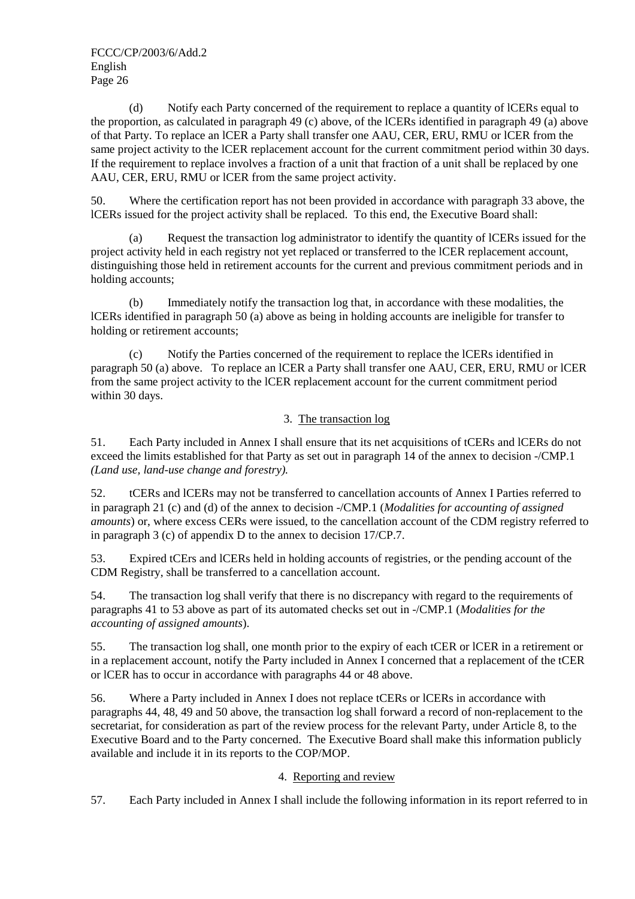(d) Notify each Party concerned of the requirement to replace a quantity of lCERs equal to the proportion, as calculated in paragraph 49 (c) above, of the lCERs identified in paragraph 49 (a) above of that Party. To replace an lCER a Party shall transfer one AAU, CER, ERU, RMU or lCER from the same project activity to the lCER replacement account for the current commitment period within 30 days. If the requirement to replace involves a fraction of a unit that fraction of a unit shall be replaced by one AAU, CER, ERU, RMU or lCER from the same project activity.

50. Where the certification report has not been provided in accordance with paragraph 33 above, the lCERs issued for the project activity shall be replaced. To this end, the Executive Board shall:

(a) Request the transaction log administrator to identify the quantity of lCERs issued for the project activity held in each registry not yet replaced or transferred to the lCER replacement account, distinguishing those held in retirement accounts for the current and previous commitment periods and in holding accounts;

(b) Immediately notify the transaction log that, in accordance with these modalities, the lCERs identified in paragraph 50 (a) above as being in holding accounts are ineligible for transfer to holding or retirement accounts;

(c) Notify the Parties concerned of the requirement to replace the lCERs identified in paragraph 50 (a) above. To replace an lCER a Party shall transfer one AAU, CER, ERU, RMU or lCER from the same project activity to the lCER replacement account for the current commitment period within 30 days.

### 3. The transaction log

51. Each Party included in Annex I shall ensure that its net acquisitions of tCERs and lCERs do not exceed the limits established for that Party as set out in paragraph 14 of the annex to decision -/CMP.1 *(Land use, land-use change and forestry).*

52. tCERs and lCERs may not be transferred to cancellation accounts of Annex I Parties referred to in paragraph 21 (c) and (d) of the annex to decision -/CMP.1 (*Modalities for accounting of assigned amounts*) or, where excess CERs were issued, to the cancellation account of the CDM registry referred to in paragraph 3 (c) of appendix D to the annex to decision 17/CP.7.

53. Expired tCErs and lCERs held in holding accounts of registries, or the pending account of the CDM Registry, shall be transferred to a cancellation account.

54. The transaction log shall verify that there is no discrepancy with regard to the requirements of paragraphs 41 to 53 above as part of its automated checks set out in -/CMP.1 (*Modalities for the accounting of assigned amounts*).

55. The transaction log shall, one month prior to the expiry of each tCER or lCER in a retirement or in a replacement account, notify the Party included in Annex I concerned that a replacement of the tCER or lCER has to occur in accordance with paragraphs 44 or 48 above.

56. Where a Party included in Annex I does not replace tCERs or lCERs in accordance with paragraphs 44, 48, 49 and 50 above, the transaction log shall forward a record of non-replacement to the secretariat, for consideration as part of the review process for the relevant Party, under Article 8, to the Executive Board and to the Party concerned. The Executive Board shall make this information publicly available and include it in its reports to the COP/MOP.

### 4. Reporting and review

57. Each Party included in Annex I shall include the following information in its report referred to in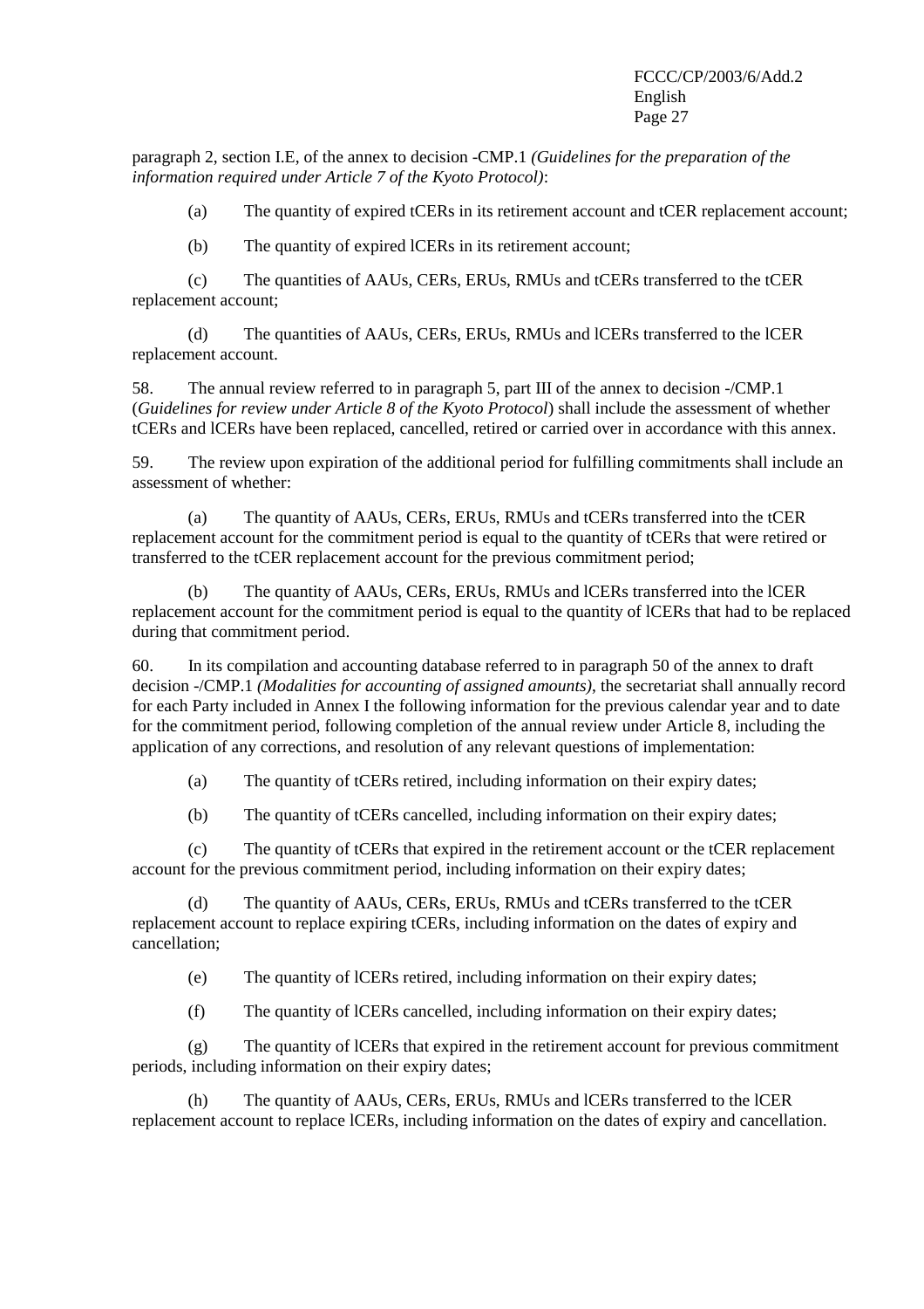paragraph 2, section I.E, of the annex to decision -CMP.1 *(Guidelines for the preparation of the information required under Article 7 of the Kyoto Protocol)*:

(a) The quantity of expired tCERs in its retirement account and tCER replacement account;

(b) The quantity of expired lCERs in its retirement account;

(c) The quantities of AAUs, CERs, ERUs, RMUs and tCERs transferred to the tCER replacement account;

(d) The quantities of AAUs, CERs, ERUs, RMUs and lCERs transferred to the lCER replacement account.

58. The annual review referred to in paragraph 5, part III of the annex to decision -/CMP.1 (*Guidelines for review under Article 8 of the Kyoto Protocol*) shall include the assessment of whether tCERs and lCERs have been replaced, cancelled, retired or carried over in accordance with this annex.

59. The review upon expiration of the additional period for fulfilling commitments shall include an assessment of whether:

(a) The quantity of AAUs, CERs, ERUs, RMUs and tCERs transferred into the tCER replacement account for the commitment period is equal to the quantity of tCERs that were retired or transferred to the tCER replacement account for the previous commitment period;

(b) The quantity of AAUs, CERs, ERUs, RMUs and lCERs transferred into the lCER replacement account for the commitment period is equal to the quantity of lCERs that had to be replaced during that commitment period.

60. In its compilation and accounting database referred to in paragraph 50 of the annex to draft decision -/CMP.1 *(Modalities for accounting of assigned amounts)*, the secretariat shall annually record for each Party included in Annex I the following information for the previous calendar year and to date for the commitment period, following completion of the annual review under Article 8, including the application of any corrections, and resolution of any relevant questions of implementation:

(a) The quantity of tCERs retired, including information on their expiry dates;

(b) The quantity of tCERs cancelled, including information on their expiry dates;

(c) The quantity of tCERs that expired in the retirement account or the tCER replacement account for the previous commitment period, including information on their expiry dates;

(d) The quantity of AAUs, CERs, ERUs, RMUs and tCERs transferred to the tCER replacement account to replace expiring tCERs, including information on the dates of expiry and cancellation;

(e) The quantity of lCERs retired, including information on their expiry dates;

(f) The quantity of lCERs cancelled, including information on their expiry dates;

(g) The quantity of lCERs that expired in the retirement account for previous commitment periods, including information on their expiry dates;

(h) The quantity of AAUs, CERs, ERUs, RMUs and lCERs transferred to the lCER replacement account to replace lCERs, including information on the dates of expiry and cancellation.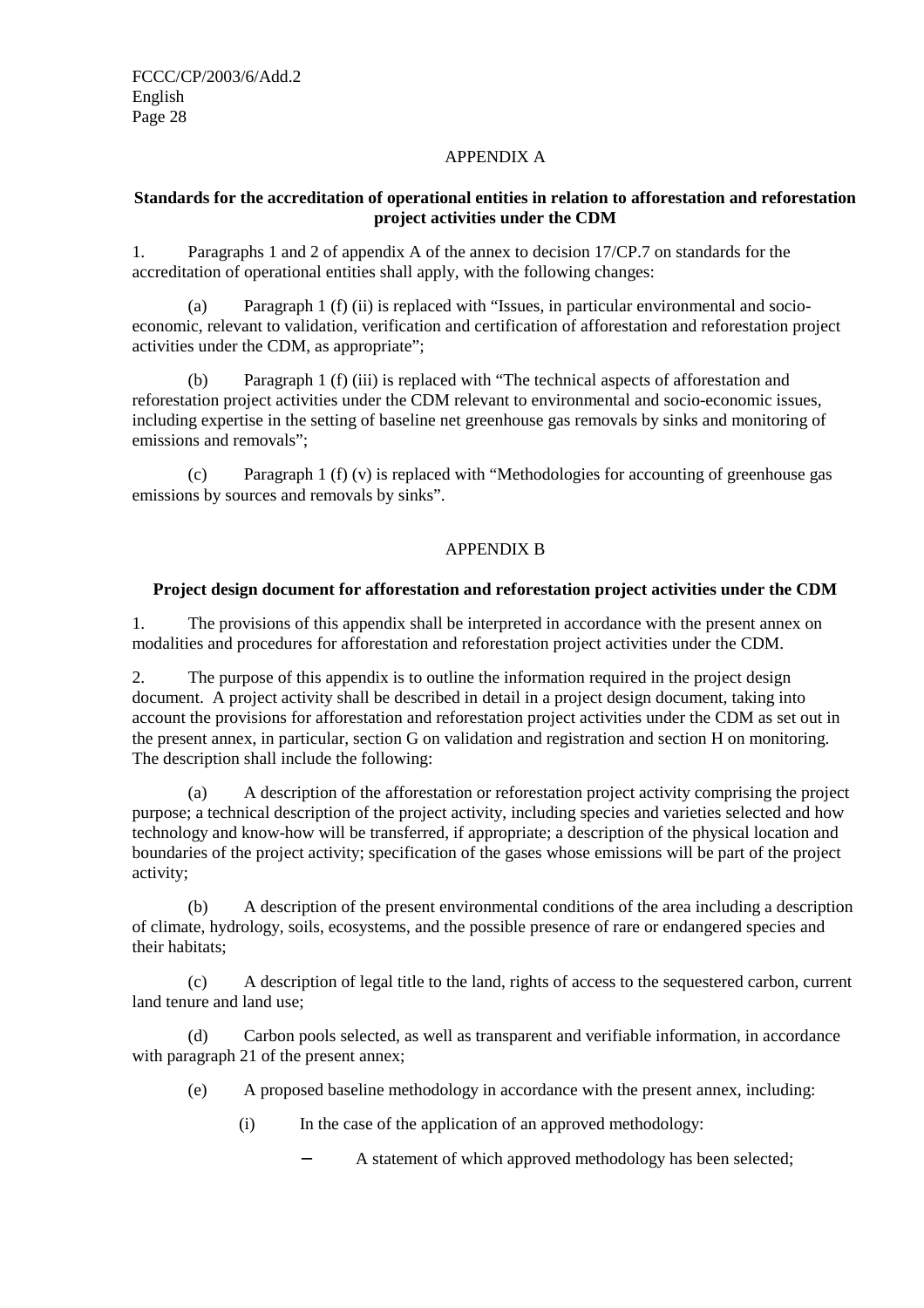## APPENDIX A

**Standards for the accreditation of operational entities in relation to afforestation and reforestation project activities under the CDM**

1. Paragraphs 1 and 2 of appendix A of the annex to decision 17/CP.7 on standards for the accreditation of operational entities shall apply, with the following changes:

   (a) Paragraph 1 (f) (ii) is replaced with "Issues, in particular environmental and socio-economic, relevant to validation, verification and certification of afforestation and reforestation project activities under the CDM, as appropriate";

   (b) Paragraph 1 (f) (iii) is replaced with "The technical aspects of afforestation and reforestation project activities under the CDM relevant to environmental and socio-economic issues, including expertise in the setting of baseline net greenhouse gas removals by sinks and monitoring of emissions and removals";

   (c) Paragraph 1 (f) (v) is replaced with "Methodologies for accounting of greenhouse gas emissions by sources and removals by sinks".

## APPENDIX B

**Project design document for afforestation and reforestation project activities under the CDM**

1. The provisions of this appendix shall be interpreted in accordance with the present annex on modalities and procedures for afforestation and reforestation project activities under the CDM.

2. The purpose of this appendix is to outline the information required in the project design document. A project activity shall be described in detail in a project design document, taking into account the provisions for afforestation and reforestation project activities under the CDM as set out in the present annex, in particular, section G on validation and registration and section H on monitoring. The description shall include the following:

   (a) A description of the afforestation or reforestation project activity comprising the project purpose; a technical description of the project activity, including species and varieties selected and how technology and know-how will be transferred, if appropriate; a description of the physical location and boundaries of the project activity; specification of the gases whose emissions will be part of the project activity;

   (b) A description of the present environmental conditions of the area including a description of climate, hydrology, soils, ecosystems, and the possible presence of rare or endangered species and their habitats;

   (c) A description of legal title to the land, rights of access to the sequestered carbon, current land tenure and land use;

   (d) Carbon pools selected, as well as transparent and verifiable information, in accordance with paragraph 21 of the present annex;

   (e) A proposed baseline methodology in accordance with the present annex, including:

      (i) In the case of the application of an approved methodology:

         − A statement of which approved methodology has been selected;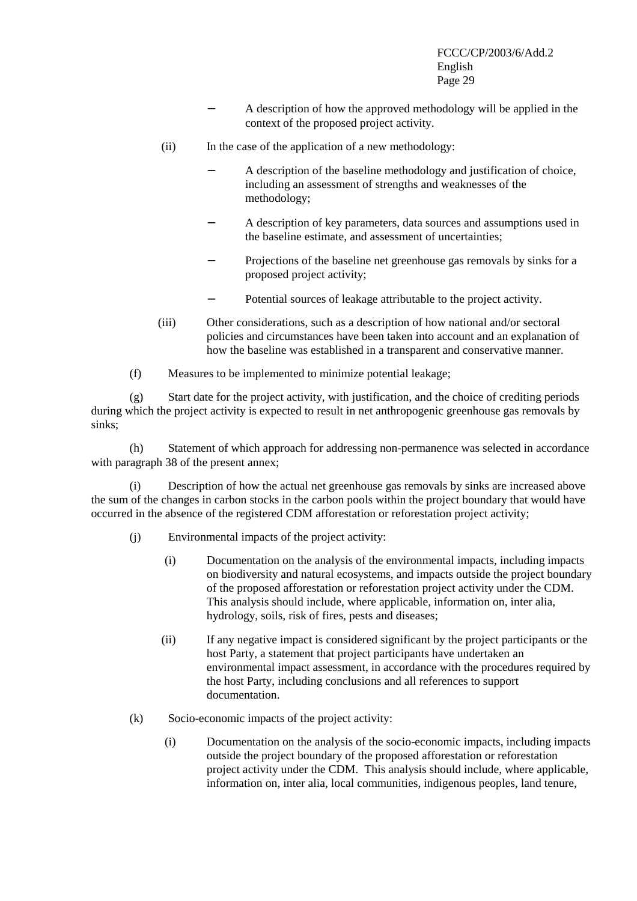- A description of how the approved methodology will be applied in the context of the proposed project activity.

(ii) In the case of the application of a new methodology:

   - A description of the baseline methodology and justification of choice, including an assessment of strengths and weaknesses of the methodology;
   - A description of key parameters, data sources and assumptions used in the baseline estimate, and assessment of uncertainties;
   - Projections of the baseline net greenhouse gas removals by sinks for a proposed project activity;
   - Potential sources of leakage attributable to the project activity.

(iii) Other considerations, such as a description of how national and/or sectoral policies and circumstances have been taken into account and an explanation of how the baseline was established in a transparent and conservative manner.

(f) Measures to be implemented to minimize potential leakage;

(g) Start date for the project activity, with justification, and the choice of crediting periods during which the project activity is expected to result in net anthropogenic greenhouse gas removals by sinks;

(h) Statement of which approach for addressing non-permanence was selected in accordance with paragraph 38 of the present annex;

(i) Description of how the actual net greenhouse gas removals by sinks are increased above the sum of the changes in carbon stocks in the carbon pools within the project boundary that would have occurred in the absence of the registered CDM afforestation or reforestation project activity;

(j) Environmental impacts of the project activity:

(i) Documentation on the analysis of the environmental impacts, including impacts on biodiversity and natural ecosystems, and impacts outside the project boundary of the proposed afforestation or reforestation project activity under the CDM. This analysis should include, where applicable, information on, inter alia, hydrology, soils, risk of fires, pests and diseases;

(ii) If any negative impact is considered significant by the project participants or the host Party, a statement that project participants have undertaken an environmental impact assessment, in accordance with the procedures required by the host Party, including conclusions and all references to support documentation.

(k) Socio-economic impacts of the project activity:

(i) Documentation on the analysis of the socio-economic impacts, including impacts outside the project boundary of the proposed afforestation or reforestation project activity under the CDM. This analysis should include, where applicable, information on, inter alia, local communities, indigenous peoples, land tenure,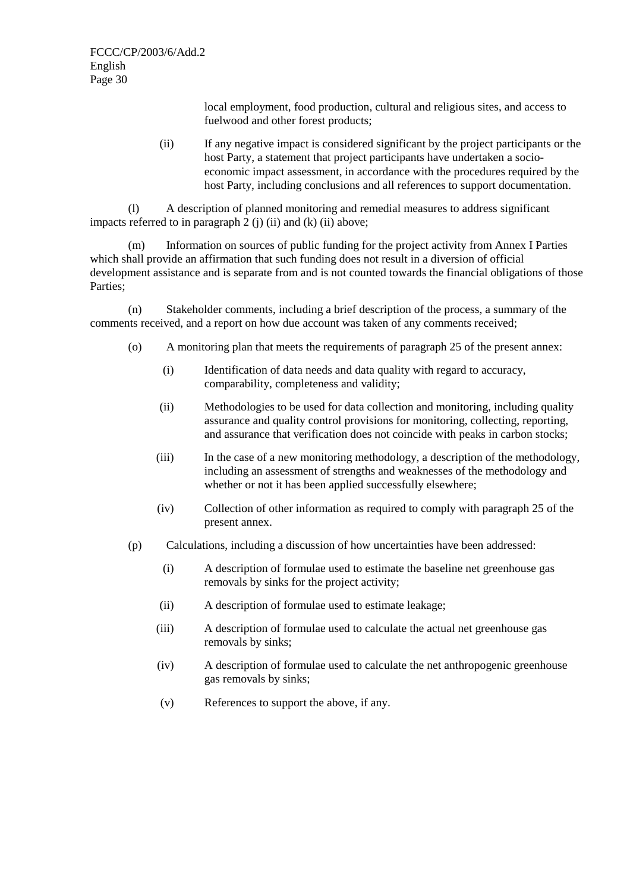local employment, food production, cultural and religious sites, and access to fuelwood and other forest products;

(ii) If any negative impact is considered significant by the project participants or the host Party, a statement that project participants have undertaken a socio-economic impact assessment, in accordance with the procedures required by the host Party, including conclusions and all references to support documentation.

(l) A description of planned monitoring and remedial measures to address significant impacts referred to in paragraph 2 (j) (ii) and (k) (ii) above;

(m) Information on sources of public funding for the project activity from Annex I Parties which shall provide an affirmation that such funding does not result in a diversion of official development assistance and is separate from and is not counted towards the financial obligations of those Parties;

(n) Stakeholder comments, including a brief description of the process, a summary of the comments received, and a report on how due account was taken of any comments received;

(o) A monitoring plan that meets the requirements of paragraph 25 of the present annex:

- (i) Identification of data needs and data quality with regard to accuracy, comparability, completeness and validity;
- (ii) Methodologies to be used for data collection and monitoring, including quality assurance and quality control provisions for monitoring, collecting, reporting, and assurance that verification does not coincide with peaks in carbon stocks;
- (iii) In the case of a new monitoring methodology, a description of the methodology, including an assessment of strengths and weaknesses of the methodology and whether or not it has been applied successfully elsewhere;
- (iv) Collection of other information as required to comply with paragraph 25 of the present annex.

(p) Calculations, including a discussion of how uncertainties have been addressed:

- (i) A description of formulae used to estimate the baseline net greenhouse gas removals by sinks for the project activity;
- (ii) A description of formulae used to estimate leakage;
- (iii) A description of formulae used to calculate the actual net greenhouse gas removals by sinks;
- (iv) A description of formulae used to calculate the net anthropogenic greenhouse gas removals by sinks;
- (v) References to support the above, if any.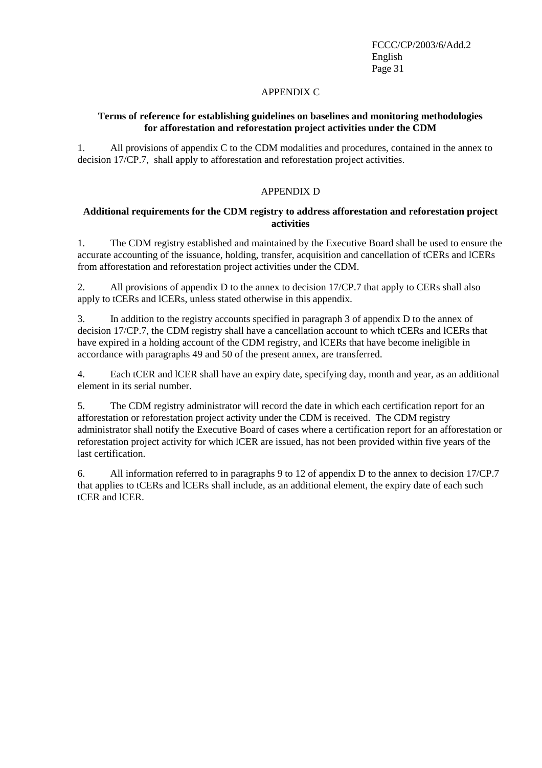## APPENDIX C

### Terms of reference for establishing guidelines on baselines and monitoring methodologies for afforestation and reforestation project activities under the CDM

1. All provisions of appendix C to the CDM modalities and procedures, contained in the annex to decision 17/CP.7, shall apply to afforestation and reforestation project activities.

## APPENDIX D

### Additional requirements for the CDM registry to address afforestation and reforestation project activities

1. The CDM registry established and maintained by the Executive Board shall be used to ensure the accurate accounting of the issuance, holding, transfer, acquisition and cancellation of tCERs and lCERs from afforestation and reforestation project activities under the CDM.

2. All provisions of appendix D to the annex to decision 17/CP.7 that apply to CERs shall also apply to tCERs and lCERs, unless stated otherwise in this appendix.

3. In addition to the registry accounts specified in paragraph 3 of appendix D to the annex of decision 17/CP.7, the CDM registry shall have a cancellation account to which tCERs and lCERs that have expired in a holding account of the CDM registry, and lCERs that have become ineligible in accordance with paragraphs 49 and 50 of the present annex, are transferred.

4. Each tCER and lCER shall have an expiry date, specifying day, month and year, as an additional element in its serial number.

5. The CDM registry administrator will record the date in which each certification report for an afforestation or reforestation project activity under the CDM is received. The CDM registry administrator shall notify the Executive Board of cases where a certification report for an afforestation or reforestation project activity for which lCER are issued, has not been provided within five years of the last certification.

6. All information referred to in paragraphs 9 to 12 of appendix D to the annex to decision 17/CP.7 that applies to tCERs and lCERs shall include, as an additional element, the expiry date of each such tCER and lCER.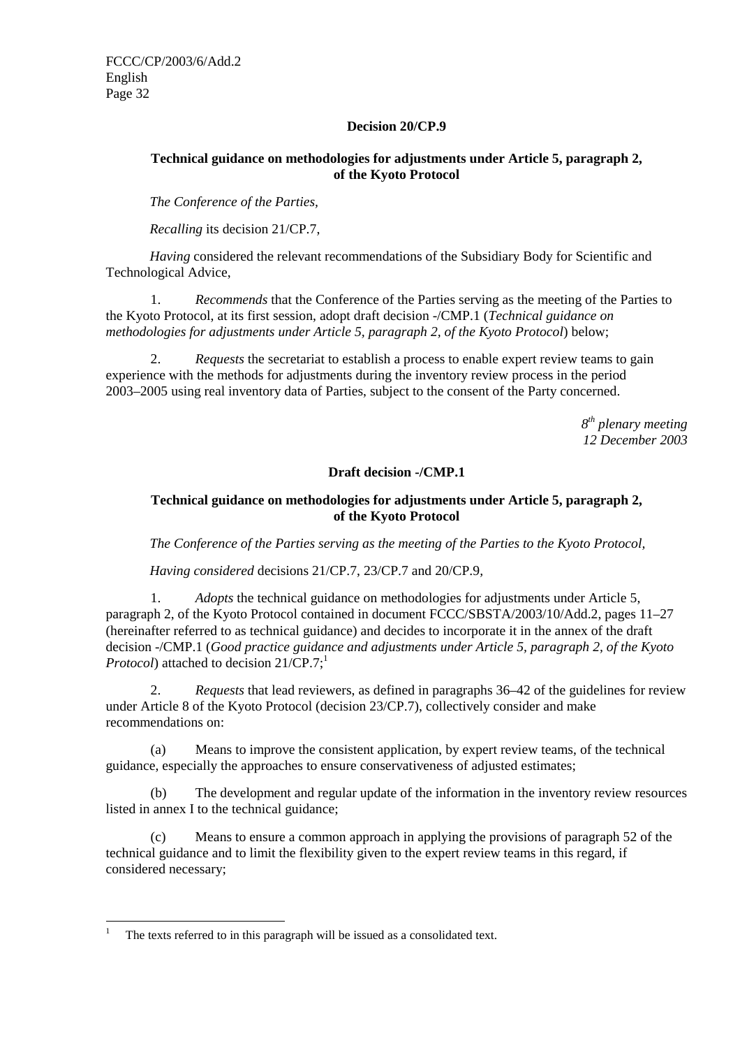### Decision 20/CP.9

### Technical guidance on methodologies for adjustments under Article 5, paragraph 2, of the Kyoto Protocol

*The Conference of the Parties*,

*Recalling* its decision 21/CP.7,

*Having* considered the relevant recommendations of the Subsidiary Body for Scientific and Technological Advice,

1. *Recommends* that the Conference of the Parties serving as the meeting of the Parties to the Kyoto Protocol, at its first session, adopt draft decision -/CMP.1 (*Technical guidance on methodologies for adjustments under Article 5, paragraph 2, of the Kyoto Protocol*) below;

2. *Requests* the secretariat to establish a process to enable expert review teams to gain experience with the methods for adjustments during the inventory review process in the period 2003–2005 using real inventory data of Parties, subject to the consent of the Party concerned.

*8th plenary meeting*
*12 December 2003*

### Draft decision -/CMP.1

### Technical guidance on methodologies for adjustments under Article 5, paragraph 2, of the Kyoto Protocol

*The Conference of the Parties serving as the meeting of the Parties to the Kyoto Protocol*,

*Having considered* decisions 21/CP.7, 23/CP.7 and 20/CP.9,

1. *Adopts* the technical guidance on methodologies for adjustments under Article 5, paragraph 2, of the Kyoto Protocol contained in document FCCC/SBSTA/2003/10/Add.2, pages 11–27 (hereinafter referred to as technical guidance) and decides to incorporate it in the annex of the draft decision -/CMP.1 (*Good practice guidance and adjustments under Article 5, paragraph 2, of the Kyoto Protocol*) attached to decision 21/CP.7;[1]

2. *Requests* that lead reviewers, as defined in paragraphs 36–42 of the guidelines for review under Article 8 of the Kyoto Protocol (decision 23/CP.7), collectively consider and make recommendations on:

(a) Means to improve the consistent application, by expert review teams, of the technical guidance, especially the approaches to ensure conservativeness of adjusted estimates;

(b) The development and regular update of the information in the inventory review resources listed in annex I to the technical guidance;

(c) Means to ensure a common approach in applying the provisions of paragraph 52 of the technical guidance and to limit the flexibility given to the expert review teams in this regard, if considered necessary;

---

[1] The texts referred to in this paragraph will be issued as a consolidated text.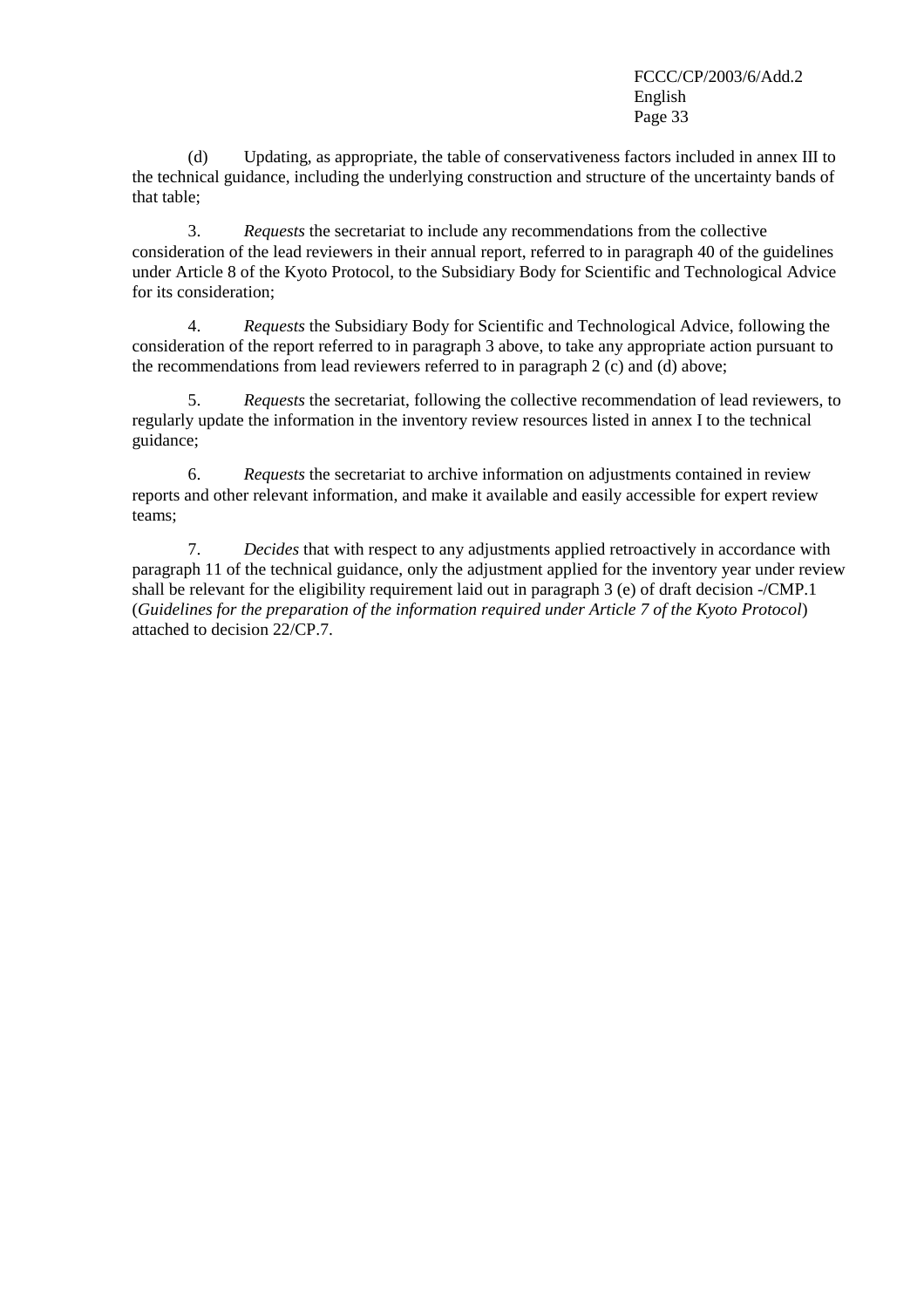(d) Updating, as appropriate, the table of conservativeness factors included in annex III to the technical guidance, including the underlying construction and structure of the uncertainty bands of that table;

3. *Requests* the secretariat to include any recommendations from the collective consideration of the lead reviewers in their annual report, referred to in paragraph 40 of the guidelines under Article 8 of the Kyoto Protocol, to the Subsidiary Body for Scientific and Technological Advice for its consideration;

4. *Requests* the Subsidiary Body for Scientific and Technological Advice, following the consideration of the report referred to in paragraph 3 above, to take any appropriate action pursuant to the recommendations from lead reviewers referred to in paragraph 2 (c) and (d) above;

5. *Requests* the secretariat, following the collective recommendation of lead reviewers, to regularly update the information in the inventory review resources listed in annex I to the technical guidance;

6. *Requests* the secretariat to archive information on adjustments contained in review reports and other relevant information, and make it available and easily accessible for expert review teams;

7. *Decides* that with respect to any adjustments applied retroactively in accordance with paragraph 11 of the technical guidance, only the adjustment applied for the inventory year under review shall be relevant for the eligibility requirement laid out in paragraph 3 (e) of draft decision -/CMP.1 (*Guidelines for the preparation of the information required under Article 7 of the Kyoto Protocol*) attached to decision 22/CP.7.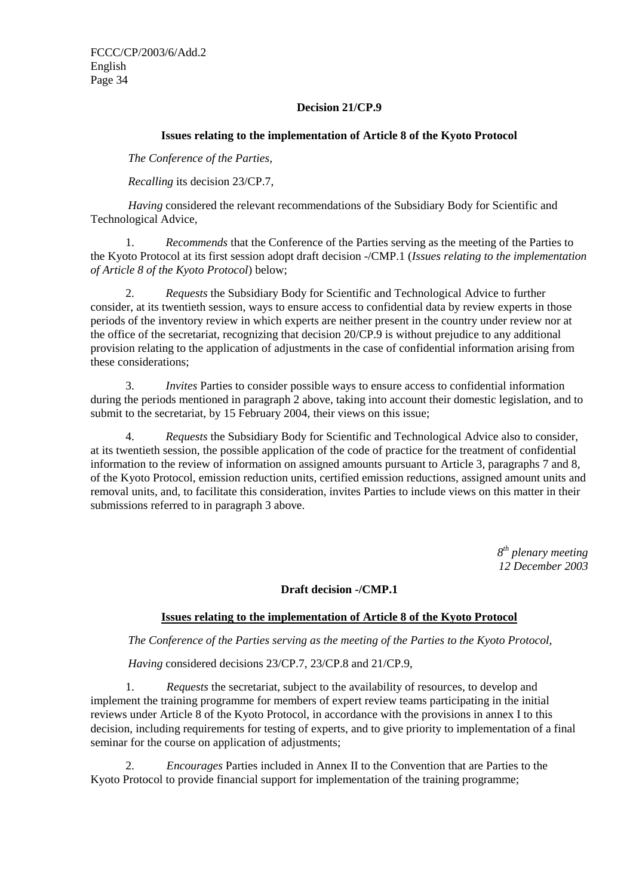**Decision 21/CP.9**

**Issues relating to the implementation of Article 8 of the Kyoto Protocol**

*The Conference of the Parties,*

*Recalling* its decision 23/CP.7,

*Having* considered the relevant recommendations of the Subsidiary Body for Scientific and Technological Advice,

1. *Recommends* that the Conference of the Parties serving as the meeting of the Parties to the Kyoto Protocol at its first session adopt draft decision -/CMP.1 (*Issues relating to the implementation of Article 8 of the Kyoto Protocol*) below;

2. *Requests* the Subsidiary Body for Scientific and Technological Advice to further consider, at its twentieth session, ways to ensure access to confidential data by review experts in those periods of the inventory review in which experts are neither present in the country under review nor at the office of the secretariat, recognizing that decision 20/CP.9 is without prejudice to any additional provision relating to the application of adjustments in the case of confidential information arising from these considerations;

3. *Invites* Parties to consider possible ways to ensure access to confidential information during the periods mentioned in paragraph 2 above, taking into account their domestic legislation, and to submit to the secretariat, by 15 February 2004, their views on this issue;

4. *Requests* the Subsidiary Body for Scientific and Technological Advice also to consider, at its twentieth session, the possible application of the code of practice for the treatment of confidential information to the review of information on assigned amounts pursuant to Article 3, paragraphs 7 and 8, of the Kyoto Protocol, emission reduction units, certified emission reductions, assigned amount units and removal units, and, to facilitate this consideration, invites Parties to include views on this matter in their submissions referred to in paragraph 3 above.

*8th plenary meeting*
*12 December 2003*

**Draft decision -/CMP.1**

**Issues relating to the implementation of Article 8 of the Kyoto Protocol**

*The Conference of the Parties serving as the meeting of the Parties to the Kyoto Protocol,*

*Having* considered decisions 23/CP.7, 23/CP.8 and 21/CP.9,

1. *Requests* the secretariat, subject to the availability of resources, to develop and implement the training programme for members of expert review teams participating in the initial reviews under Article 8 of the Kyoto Protocol, in accordance with the provisions in annex I to this decision, including requirements for testing of experts, and to give priority to implementation of a final seminar for the course on application of adjustments;

2. *Encourages* Parties included in Annex II to the Convention that are Parties to the Kyoto Protocol to provide financial support for implementation of the training programme;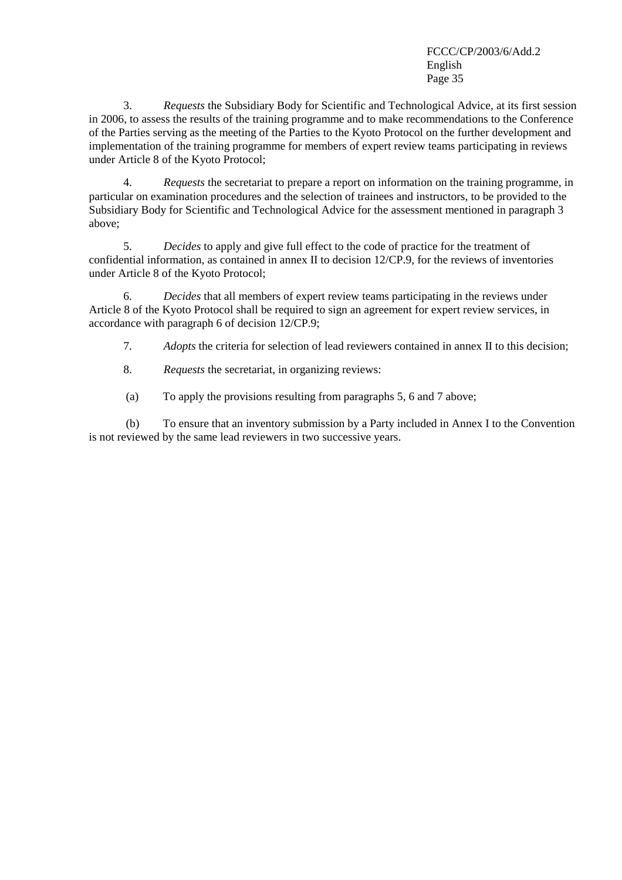3. *Requests* the Subsidiary Body for Scientific and Technological Advice, at its first session in 2006, to assess the results of the training programme and to make recommendations to the Conference of the Parties serving as the meeting of the Parties to the Kyoto Protocol on the further development and implementation of the training programme for members of expert review teams participating in reviews under Article 8 of the Kyoto Protocol;

4. *Requests* the secretariat to prepare a report on information on the training programme, in particular on examination procedures and the selection of trainees and instructors, to be provided to the Subsidiary Body for Scientific and Technological Advice for the assessment mentioned in paragraph 3 above;

5. *Decides* to apply and give full effect to the code of practice for the treatment of confidential information, as contained in annex II to decision 12/CP.9, for the reviews of inventories under Article 8 of the Kyoto Protocol;

6. *Decides* that all members of expert review teams participating in the reviews under Article 8 of the Kyoto Protocol shall be required to sign an agreement for expert review services, in accordance with paragraph 6 of decision 12/CP.9;

7. *Adopts* the criteria for selection of lead reviewers contained in annex II to this decision;

8. *Requests* the secretariat, in organizing reviews:

(a) To apply the provisions resulting from paragraphs 5, 6 and 7 above;

(b) To ensure that an inventory submission by a Party included in Annex I to the Convention is not reviewed by the same lead reviewers in two successive years.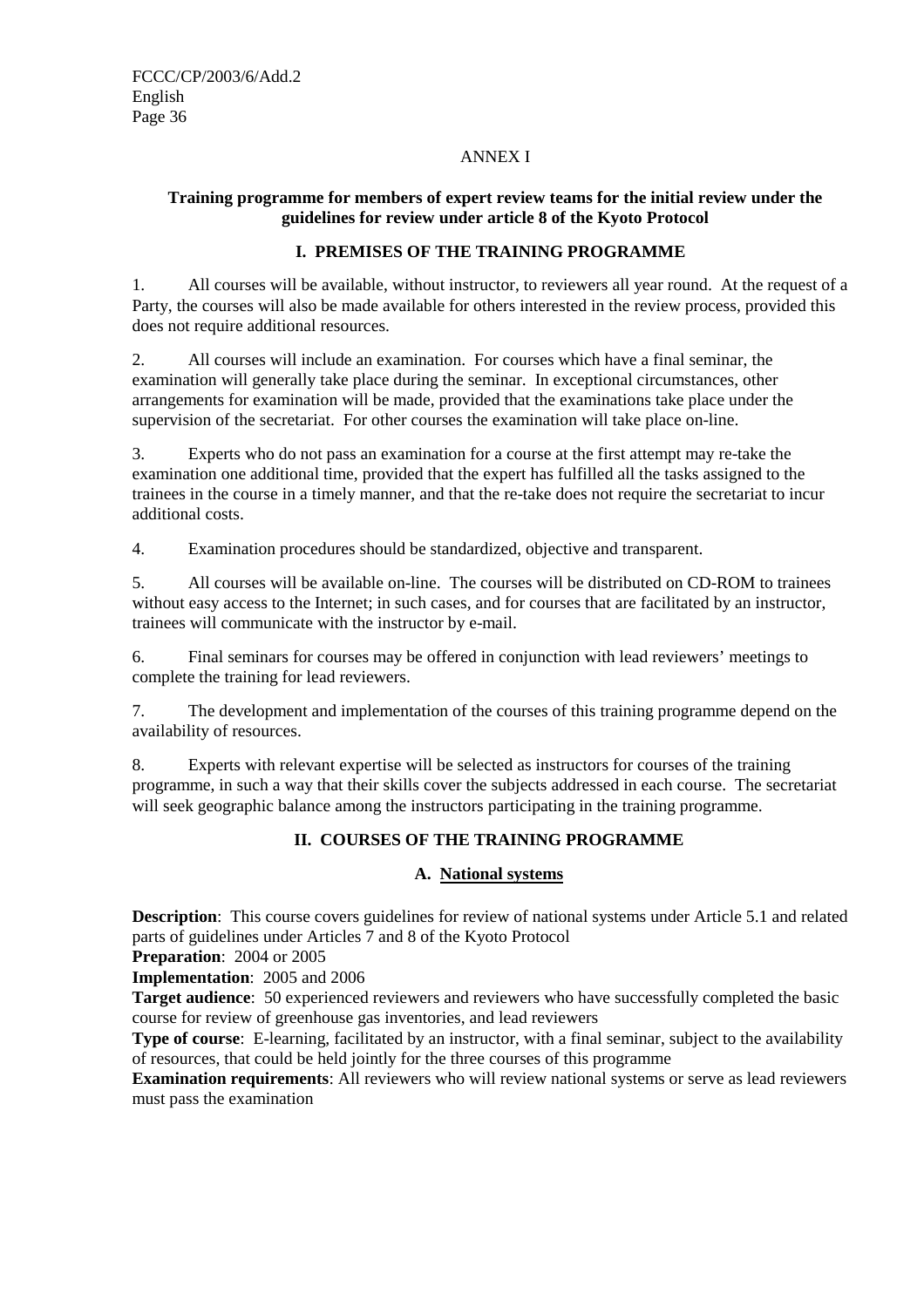ANNEX I

**Training programme for members of expert review teams for the initial review under the guidelines for review under article 8 of the Kyoto Protocol**

## I. PREMISES OF THE TRAINING PROGRAMME

1. All courses will be available, without instructor, to reviewers all year round. At the request of a Party, the courses will also be made available for others interested in the review process, provided this does not require additional resources.

2. All courses will include an examination. For courses which have a final seminar, the examination will generally take place during the seminar. In exceptional circumstances, other arrangements for examination will be made, provided that the examinations take place under the supervision of the secretariat. For other courses the examination will take place on-line.

3. Experts who do not pass an examination for a course at the first attempt may re-take the examination one additional time, provided that the expert has fulfilled all the tasks assigned to the trainees in the course in a timely manner, and that the re-take does not require the secretariat to incur additional costs.

4. Examination procedures should be standardized, objective and transparent.

5. All courses will be available on-line. The courses will be distributed on CD-ROM to trainees without easy access to the Internet; in such cases, and for courses that are facilitated by an instructor, trainees will communicate with the instructor by e-mail.

6. Final seminars for courses may be offered in conjunction with lead reviewers' meetings to complete the training for lead reviewers.

7. The development and implementation of the courses of this training programme depend on the availability of resources.

8. Experts with relevant expertise will be selected as instructors for courses of the training programme, in such a way that their skills cover the subjects addressed in each course. The secretariat will seek geographic balance among the instructors participating in the training programme.

## II. COURSES OF THE TRAINING PROGRAMME

### A. National systems

**Description**: This course covers guidelines for review of national systems under Article 5.1 and related parts of guidelines under Articles 7 and 8 of the Kyoto Protocol
**Preparation**: 2004 or 2005
**Implementation**: 2005 and 2006
**Target audience**: 50 experienced reviewers and reviewers who have successfully completed the basic course for review of greenhouse gas inventories, and lead reviewers
**Type of course**: E-learning, facilitated by an instructor, with a final seminar, subject to the availability of resources, that could be held jointly for the three courses of this programme
**Examination requirements**: All reviewers who will review national systems or serve as lead reviewers must pass the examination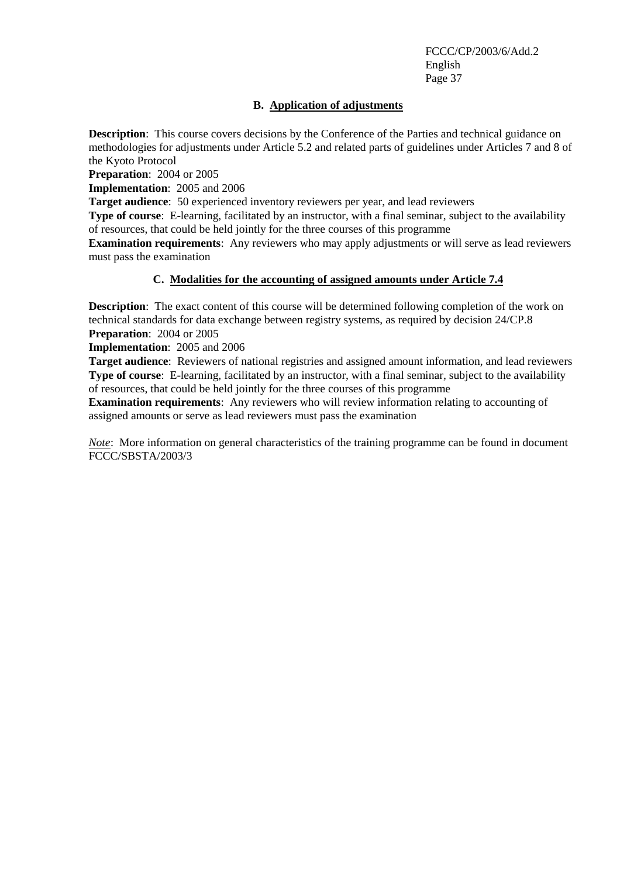### B. Application of adjustments

**Description**: This course covers decisions by the Conference of the Parties and technical guidance on methodologies for adjustments under Article 5.2 and related parts of guidelines under Articles 7 and 8 of the Kyoto Protocol
**Preparation**: 2004 or 2005
**Implementation**: 2005 and 2006
**Target audience**: 50 experienced inventory reviewers per year, and lead reviewers
**Type of course**: E-learning, facilitated by an instructor, with a final seminar, subject to the availability of resources, that could be held jointly for the three courses of this programme
**Examination requirements**: Any reviewers who may apply adjustments or will serve as lead reviewers must pass the examination

### C. Modalities for the accounting of assigned amounts under Article 7.4

**Description**: The exact content of this course will be determined following completion of the work on technical standards for data exchange between registry systems, as required by decision 24/CP.8
**Preparation**: 2004 or 2005
**Implementation**: 2005 and 2006
**Target audience**: Reviewers of national registries and assigned amount information, and lead reviewers
**Type of course**: E-learning, facilitated by an instructor, with a final seminar, subject to the availability of resources, that could be held jointly for the three courses of this programme
**Examination requirements**: Any reviewers who will review information relating to accounting of assigned amounts or serve as lead reviewers must pass the examination

*Note*: More information on general characteristics of the training programme can be found in document FCCC/SBSTA/2003/3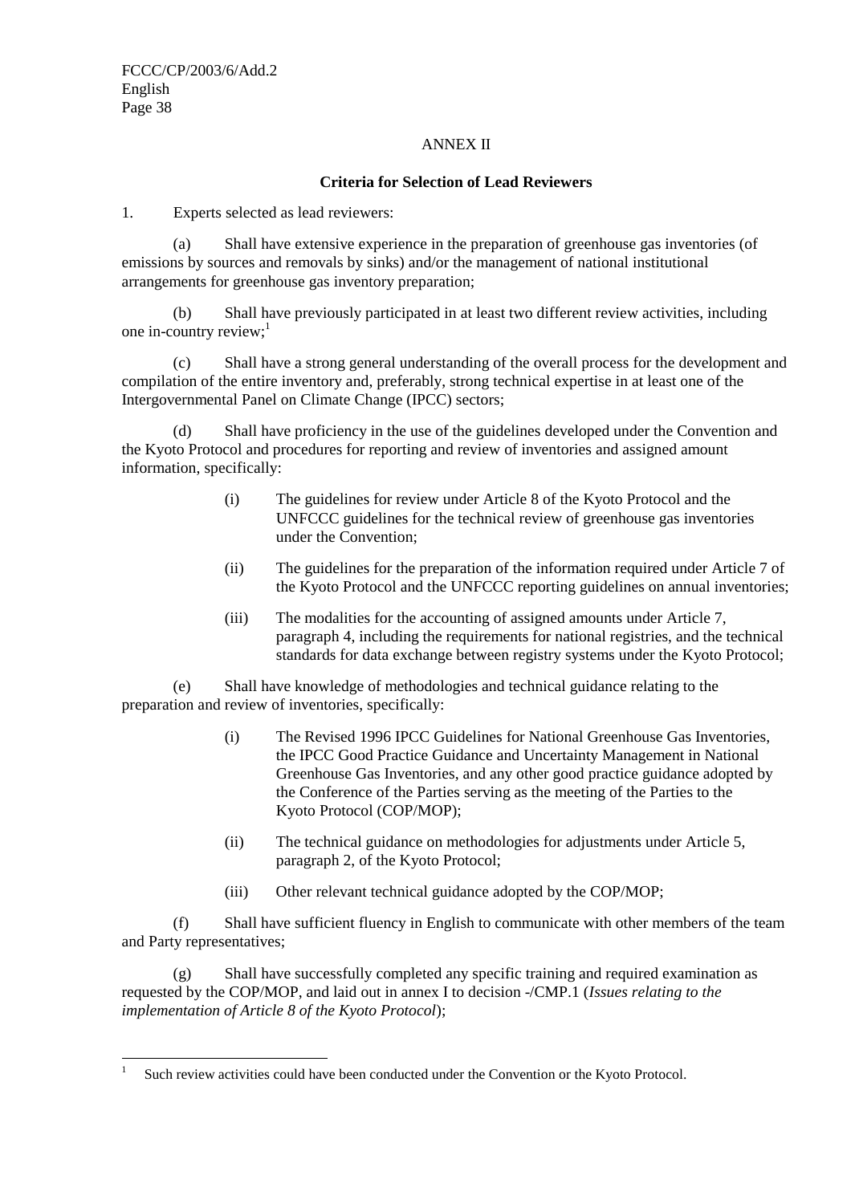ANNEX II

**Criteria for Selection of Lead Reviewers**

1. Experts selected as lead reviewers:

(a) Shall have extensive experience in the preparation of greenhouse gas inventories (of emissions by sources and removals by sinks) and/or the management of national institutional arrangements for greenhouse gas inventory preparation;

(b) Shall have previously participated in at least two different review activities, including one in-country review;[1]

(c) Shall have a strong general understanding of the overall process for the development and compilation of the entire inventory and, preferably, strong technical expertise in at least one of the Intergovernmental Panel on Climate Change (IPCC) sectors;

(d) Shall have proficiency in the use of the guidelines developed under the Convention and the Kyoto Protocol and procedures for reporting and review of inventories and assigned amount information, specifically:

> (i) The guidelines for review under Article 8 of the Kyoto Protocol and the UNFCCC guidelines for the technical review of greenhouse gas inventories under the Convention;
>
> (ii) The guidelines for the preparation of the information required under Article 7 of the Kyoto Protocol and the UNFCCC reporting guidelines on annual inventories;
>
> (iii) The modalities for the accounting of assigned amounts under Article 7, paragraph 4, including the requirements for national registries, and the technical standards for data exchange between registry systems under the Kyoto Protocol;

(e) Shall have knowledge of methodologies and technical guidance relating to the preparation and review of inventories, specifically:

> (i) The Revised 1996 IPCC Guidelines for National Greenhouse Gas Inventories, the IPCC Good Practice Guidance and Uncertainty Management in National Greenhouse Gas Inventories, and any other good practice guidance adopted by the Conference of the Parties serving as the meeting of the Parties to the Kyoto Protocol (COP/MOP);
>
> (ii) The technical guidance on methodologies for adjustments under Article 5, paragraph 2, of the Kyoto Protocol;
>
> (iii) Other relevant technical guidance adopted by the COP/MOP;

(f) Shall have sufficient fluency in English to communicate with other members of the team and Party representatives;

(g) Shall have successfully completed any specific training and required examination as requested by the COP/MOP, and laid out in annex I to decision -/CMP.1 (*Issues relating to the implementation of Article 8 of the Kyoto Protocol*);

---

[1] Such review activities could have been conducted under the Convention or the Kyoto Protocol.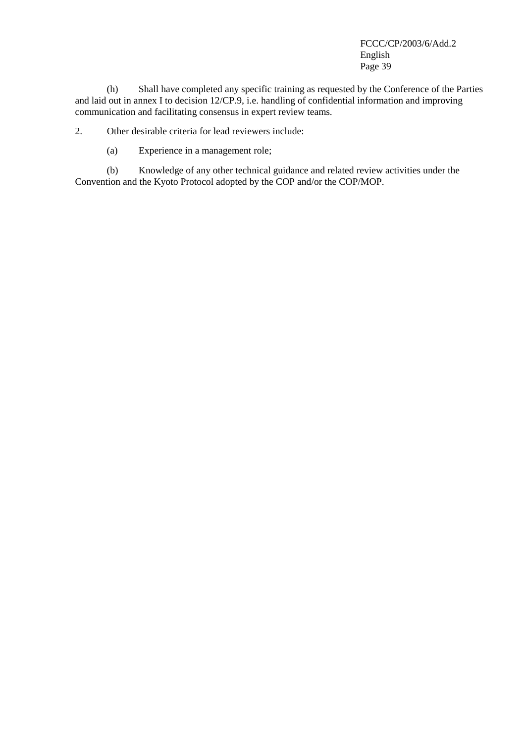(h) Shall have completed any specific training as requested by the Conference of the Parties and laid out in annex I to decision 12/CP.9, i.e. handling of confidential information and improving communication and facilitating consensus in expert review teams.

2. Other desirable criteria for lead reviewers include:

(a) Experience in a management role;

(b) Knowledge of any other technical guidance and related review activities under the Convention and the Kyoto Protocol adopted by the COP and/or the COP/MOP.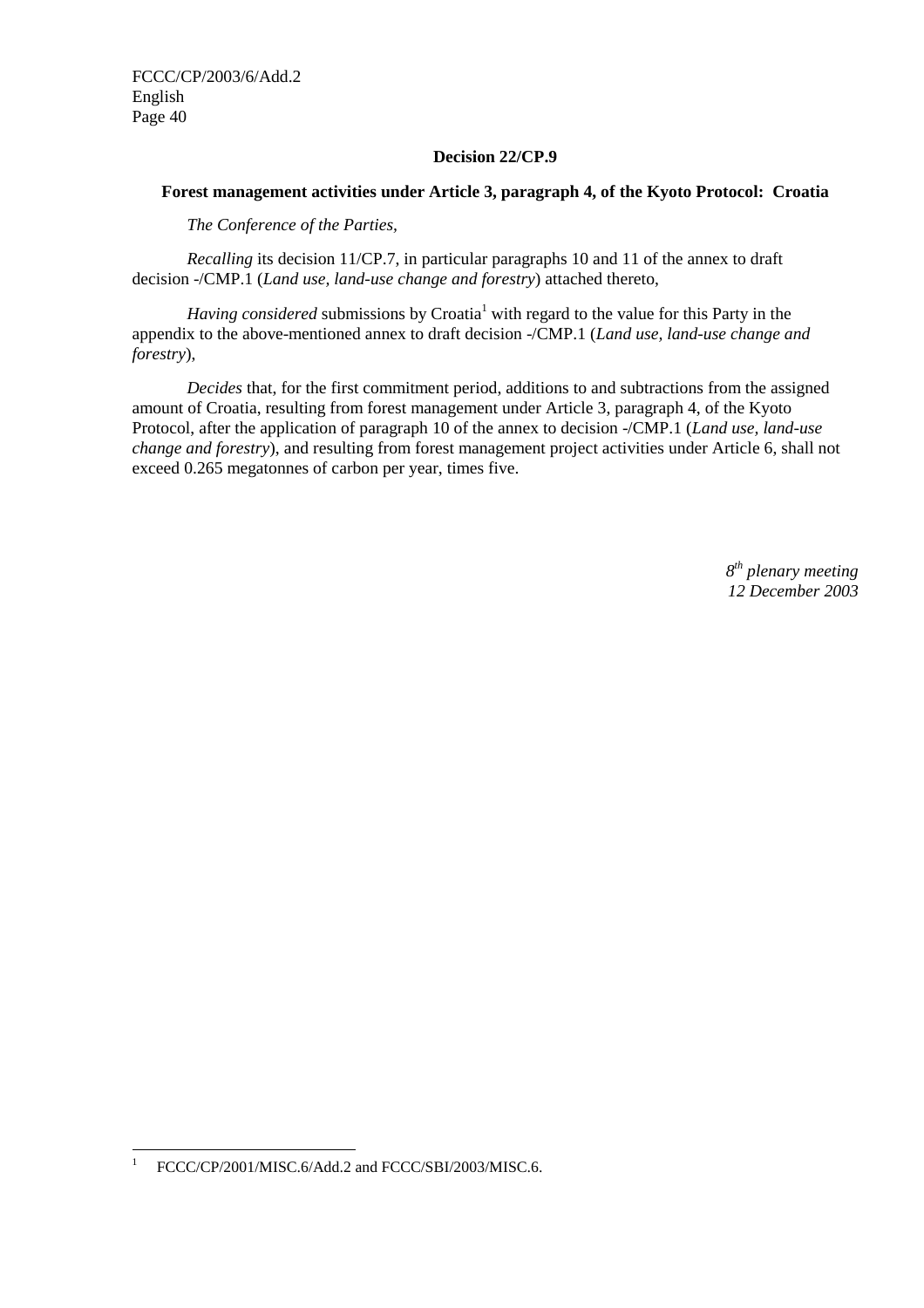## Decision 22/CP.9

### Forest management activities under Article 3, paragraph 4, of the Kyoto Protocol: Croatia

*The Conference of the Parties,*

*Recalling* its decision 11/CP.7, in particular paragraphs 10 and 11 of the annex to draft decision -/CMP.1 (*Land use, land-use change and forestry*) attached thereto,

*Having considered* submissions by Croatia[1] with regard to the value for this Party in the appendix to the above-mentioned annex to draft decision -/CMP.1 (*Land use, land-use change and forestry*),

*Decides* that, for the first commitment period, additions to and subtractions from the assigned amount of Croatia, resulting from forest management under Article 3, paragraph 4, of the Kyoto Protocol, after the application of paragraph 10 of the annex to decision -/CMP.1 (*Land use, land-use change and forestry*), and resulting from forest management project activities under Article 6, shall not exceed 0.265 megatonnes of carbon per year, times five.

*8th plenary meeting*
*12 December 2003*

---

[1] FCCC/CP/2001/MISC.6/Add.2 and FCCC/SBI/2003/MISC.6.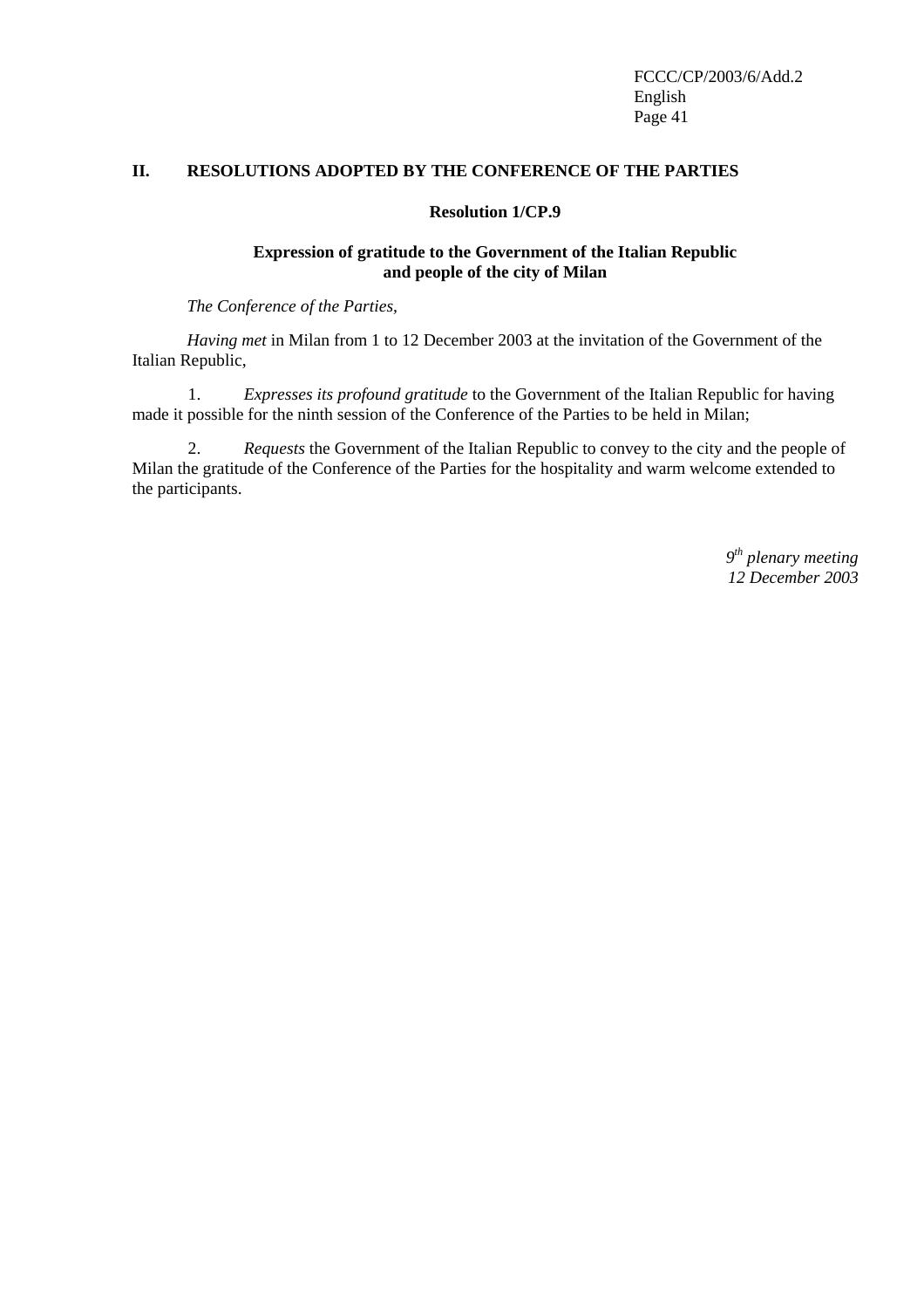## II. RESOLUTIONS ADOPTED BY THE CONFERENCE OF THE PARTIES

### Resolution 1/CP.9

### Expression of gratitude to the Government of the Italian Republic and people of the city of Milan

*The Conference of the Parties*,

*Having met* in Milan from 1 to 12 December 2003 at the invitation of the Government of the Italian Republic,

1. *Expresses its profound gratitude* to the Government of the Italian Republic for having made it possible for the ninth session of the Conference of the Parties to be held in Milan;

2. *Requests* the Government of the Italian Republic to convey to the city and the people of Milan the gratitude of the Conference of the Parties for the hospitality and warm welcome extended to the participants.

*9th plenary meeting*
*12 December 2003*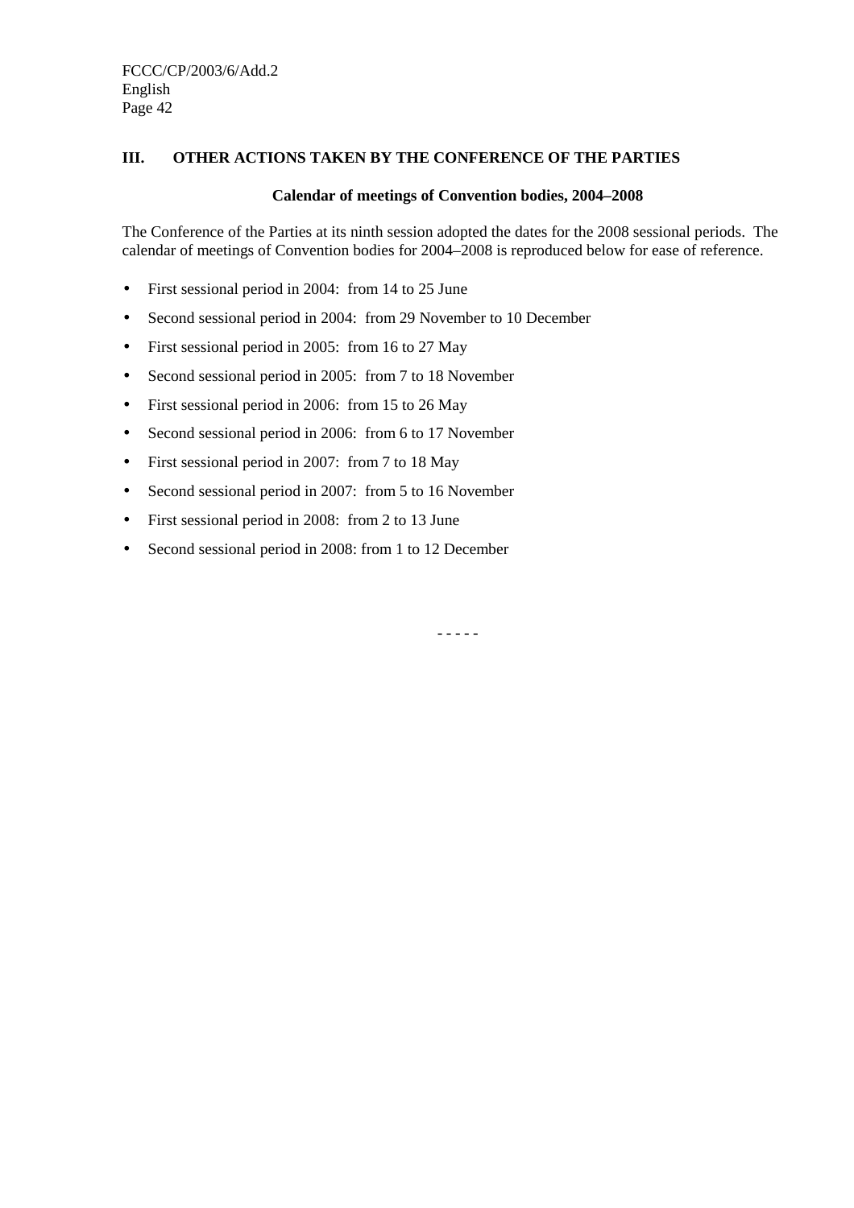## III. OTHER ACTIONS TAKEN BY THE CONFERENCE OF THE PARTIES

### Calendar of meetings of Convention bodies, 2004–2008

The Conference of the Parties at its ninth session adopted the dates for the 2008 sessional periods. The calendar of meetings of Convention bodies for 2004–2008 is reproduced below for ease of reference.

- First sessional period in 2004: from 14 to 25 June
- Second sessional period in 2004: from 29 November to 10 December
- First sessional period in 2005: from 16 to 27 May
- Second sessional period in 2005: from 7 to 18 November
- First sessional period in 2006: from 15 to 26 May
- Second sessional period in 2006: from 6 to 17 November
- First sessional period in 2007: from 7 to 18 May
- Second sessional period in 2007: from 5 to 16 November
- First sessional period in 2008: from 2 to 13 June
- Second sessional period in 2008: from 1 to 12 December

- - - - -